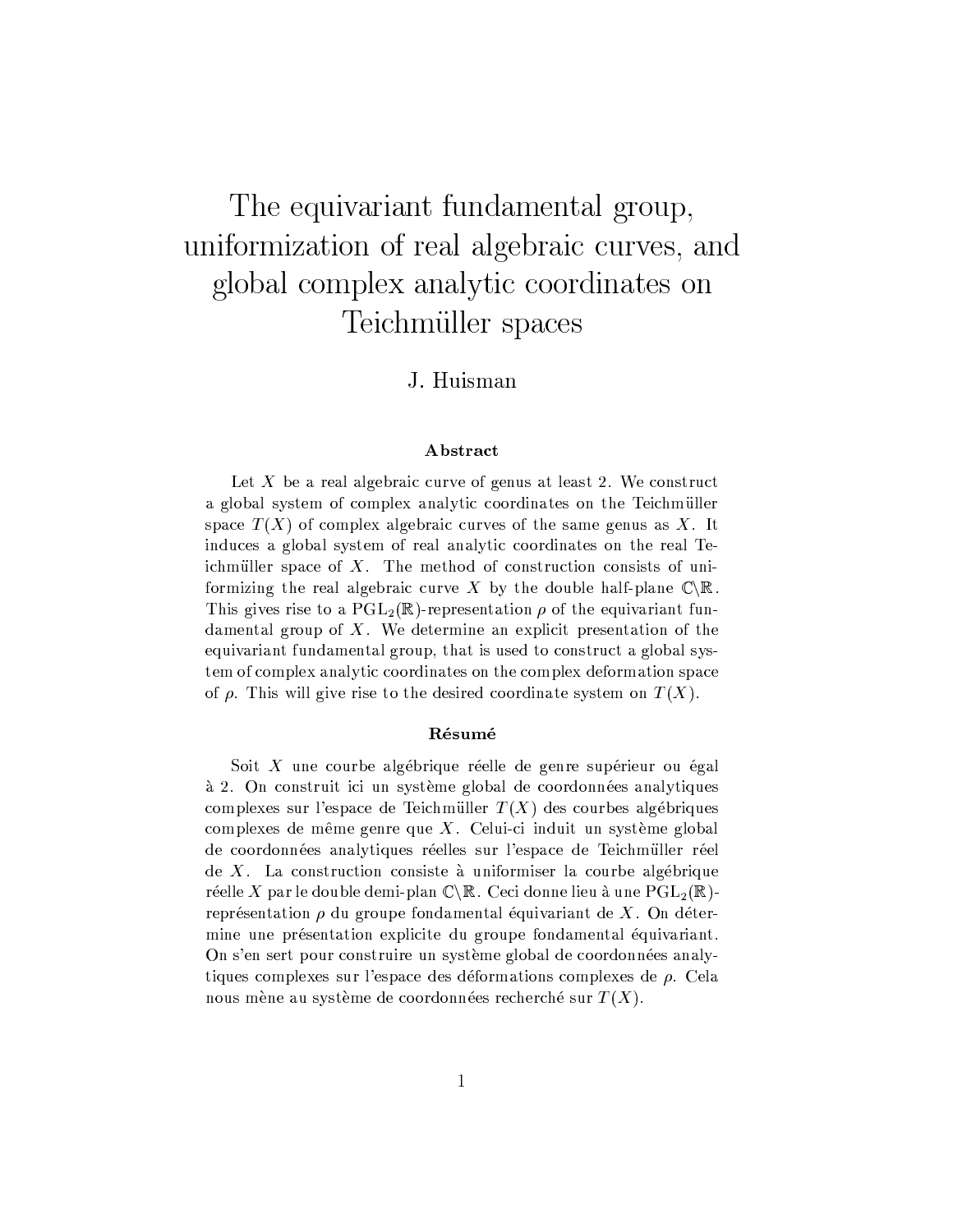# The equivariant fundamental group, uniformization of real algebraic curves, and global complex analytic coordinates on Teichmüller spaces

J. Huisman

### Abstract

Let $X$ be a real algebraic curve of genus at least 2. We construct a global system of complex analytic coordinates on the Teichmüller space $T(X)$ of complex algebraic curves of the same genus as $X$. It induces a global system of real analytic coordinates on the real Teichmüller space of $X$. The method of construction consists of uniformizing the real algebraic curve $X$ by the double half-plane $\mathbb{C}\backslash\mathbb{R}$. This gives rise to a $\mathrm{PGL}_2(\mathbb{R})$-representation $\rho$ of the equivariant fundamental group of $X$. We determine an explicit presentation of the equivariant fundamental group, that is used to construct a global system of complex analytic coordinates on the complex deformation space of $\rho$. This will give rise to the desired coordinate system on $T(X)$.

### Résumé

Soit $X$ une courbe algébrique réelle de genre supérieur ou égal à 2. On construit ici un système global de coordonnées analytiques complexes sur l'espace de Teichmüller $T(X)$ des courbes algébriques complexes de même genre que $X$. Celui-ci induit un système global de coordonnées analytiques réelles sur l'espace de Teichmüller réel de $X$. La construction consiste à uniformiser la courbe algébrique réelle $X$ par le double demi-plan $\mathbb{C}\backslash\mathbb{R}$. Ceci donne lieu à une $\mathrm{PGL}_2(\mathbb{R})$-représentation $\rho$ du groupe fondamental équivariant de $X$. On détermine une présentation explicite du groupe fondamental équivariant. On s'en sert pour construire un système global de coordonnées analytiques complexes sur l'espace des déformations complexes de $\rho$. Cela nous mène au système de coordonnées recherché sur $T(X)$.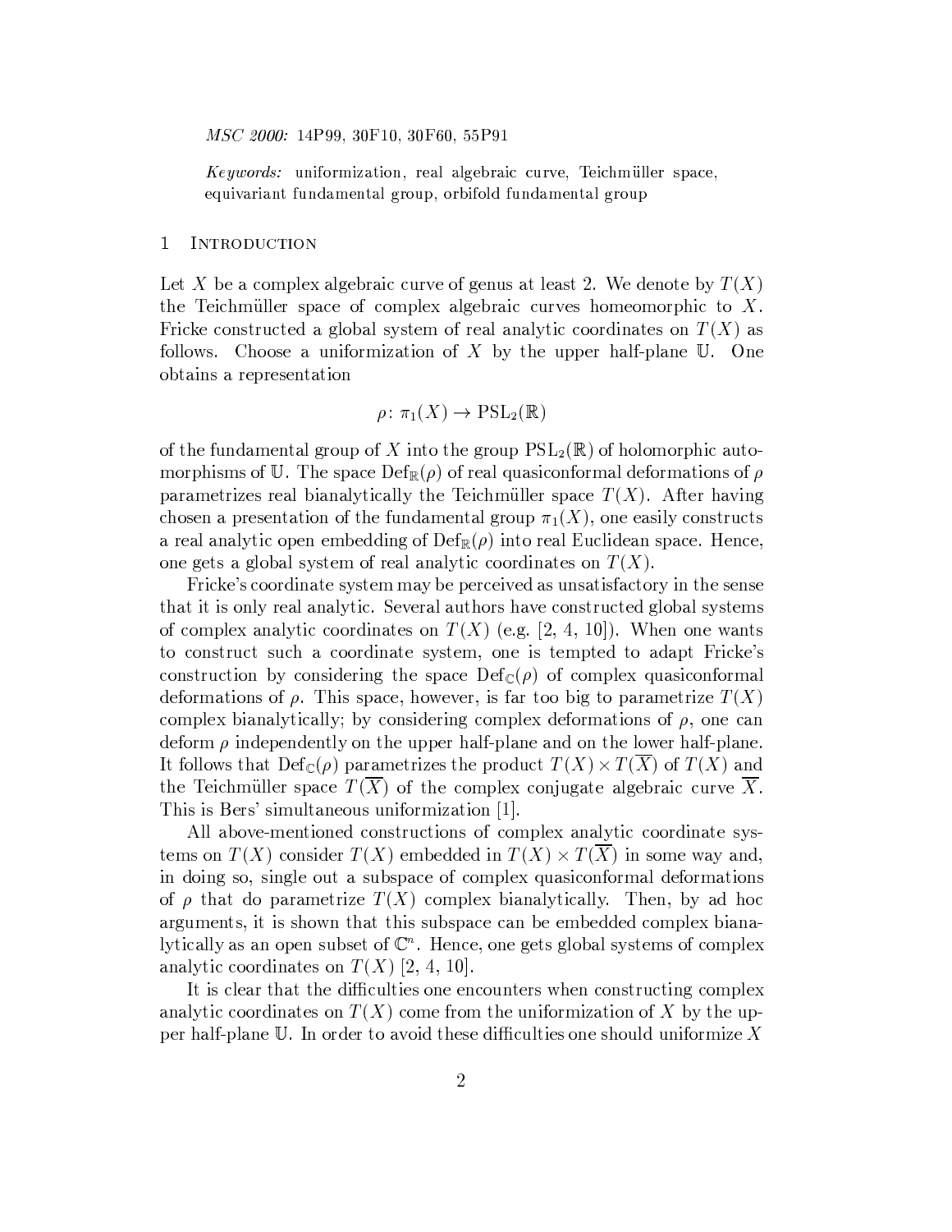*MSC 2000:* 14P99, 30F10, 30F60, 55P91

*Keywords:* uniformization, real algebraic curve, Teichmüller space, equivariant fundamental group, orbifold fundamental group

# 1 Introduction

Let $X$ be a complex algebraic curve of genus at least 2. We denote by $T(X)$ the Teichmüller space of complex algebraic curves homeomorphic to $X$. Fricke constructed a global system of real analytic coordinates on $T(X)$ as follows. Choose a uniformization of $X$ by the upper half-plane $\mathbb{U}$. One obtains a representation

$$\rho\colon \pi_1(X) \to \mathrm{PSL}_2(\mathbb{R})$$

of the fundamental group of $X$ into the group $\mathrm{PSL}_2(\mathbb{R})$ of holomorphic automorphisms of $\mathbb{U}$. The space $\mathrm{Def}_{\mathbb{R}}(\rho)$ of real quasiconformal deformations of $\rho$ parametrizes real bianalytically the Teichmüller space $T(X)$. After having chosen a presentation of the fundamental group $\pi_1(X)$, one easily constructs a real analytic open embedding of $\mathrm{Def}_{\mathbb{R}}(\rho)$ into real Euclidean space. Hence, one gets a global system of real analytic coordinates on $T(X)$.

Fricke's coordinate system may be perceived as unsatisfactory in the sense that it is only real analytic. Several authors have constructed global systems of complex analytic coordinates on $T(X)$ (e.g. [2, 4, 10]). When one wants to construct such a coordinate system, one is tempted to adapt Fricke's construction by considering the space $\mathrm{Def}_{\mathbb{C}}(\rho)$ of complex quasiconformal deformations of $\rho$. This space, however, is far too big to parametrize $T(X)$ complex bianalytically; by considering complex deformations of $\rho$, one can deform $\rho$ independently on the upper half-plane and on the lower half-plane. It follows that $\mathrm{Def}_{\mathbb{C}}(\rho)$ parametrizes the product $T(X)\times T(\overline{X})$ of $T(X)$ and the Teichmüller space $T(\overline{X})$ of the complex conjugate algebraic curve $\overline{X}$. This is Bers' simultaneous uniformization [1].

All above-mentioned constructions of complex analytic coordinate systems on $T(X)$ consider $T(X)$ embedded in $T(X)\times T(\overline{X})$ in some way and, in doing so, single out a subspace of complex quasiconformal deformations of $\rho$ that do parametrize $T(X)$ complex bianalytically. Then, by ad hoc arguments, it is shown that this subspace can be embedded complex bianalytically as an open subset of $\mathbb{C}^n$. Hence, one gets global systems of complex analytic coordinates on $T(X)$ [2, 4, 10].

It is clear that the difficulties one encounters when constructing complex analytic coordinates on $T(X)$ come from the uniformization of $X$ by the upper half-plane $\mathbb{U}$. In order to avoid these difficulties one should uniformize $X$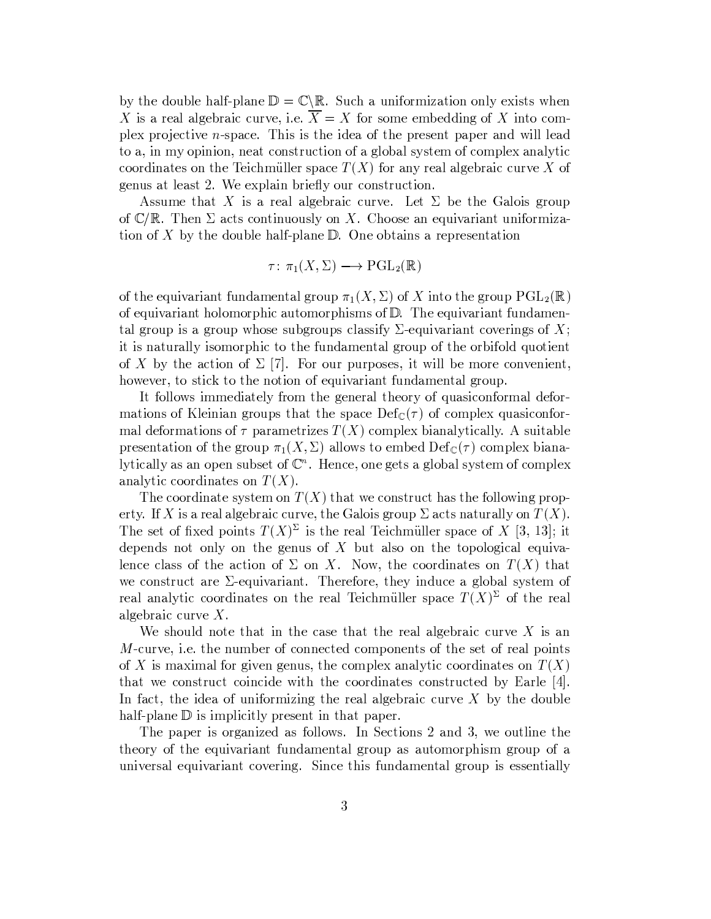by the double half-plane $\mathbb{D} = \mathbb{C}\backslash\mathbb{R}$. Such a uniformization only exists when $X$ is a real algebraic curve, i.e. $\overline{X} = X$ for some embedding of $X$ into complex projective $n$-space. This is the idea of the present paper and will lead to a, in my opinion, neat construction of a global system of complex analytic coordinates on the Teichmüller space $T(X)$ for any real algebraic curve $X$ of genus at least 2. We explain briefly our construction.

Assume that $X$ is a real algebraic curve. Let $\Sigma$ be the Galois group of $\mathbb{C}/\mathbb{R}$. Then $\Sigma$ acts continuously on $X$. Choose an equivariant uniformization of $X$ by the double half-plane $\mathbb{D}$. One obtains a representation

$$\tau\colon \pi_1(X, \Sigma) \longrightarrow \mathrm{PGL}_2(\mathbb{R})$$

of the equivariant fundamental group $\pi_1(X, \Sigma)$ of $X$ into the group $\mathrm{PGL}_2(\mathbb{R})$ of equivariant holomorphic automorphisms of $\mathbb{D}$. The equivariant fundamental group is a group whose subgroups classify $\Sigma$-equivariant coverings of $X$; it is naturally isomorphic to the fundamental group of the orbifold quotient of $X$ by the action of $\Sigma$ [7]. For our purposes, it will be more convenient, however, to stick to the notion of equivariant fundamental group.

It follows immediately from the general theory of quasiconformal deformations of Kleinian groups that the space $\mathrm{Def}_{\mathbb{C}}(\tau)$ of complex quasiconformal deformations of $\tau$ parametrizes $T(X)$ complex bianalytically. A suitable presentation of the group $\pi_1(X, \Sigma)$ allows to embed $\mathrm{Def}_{\mathbb{C}}(\tau)$ complex bianalytically as an open subset of $\mathbb{C}^n$. Hence, one gets a global system of complex analytic coordinates on $T(X)$.

The coordinate system on $T(X)$ that we construct has the following property. If $X$ is a real algebraic curve, the Galois group $\Sigma$ acts naturally on $T(X)$. The set of fixed points $T(X)^\Sigma$ is the real Teichmüller space of $X$ [3, 13]; it depends not only on the genus of $X$ but also on the topological equivalence class of the action of $\Sigma$ on $X$. Now, the coordinates on $T(X)$ that we construct are $\Sigma$-equivariant. Therefore, they induce a global system of real analytic coordinates on the real Teichmüller space $T(X)^\Sigma$ of the real algebraic curve $X$.

We should note that in the case that the real algebraic curve $X$ is an $M$-curve, i.e. the number of connected components of the set of real points of $X$ is maximal for given genus, the complex analytic coordinates on $T(X)$ that we construct coincide with the coordinates constructed by Earle [4]. In fact, the idea of uniformizing the real algebraic curve $X$ by the double half-plane $\mathbb{D}$ is implicitly present in that paper.

The paper is organized as follows. In Sections 2 and 3, we outline the theory of the equivariant fundamental group as automorphism group of a universal equivariant covering. Since this fundamental group is essentially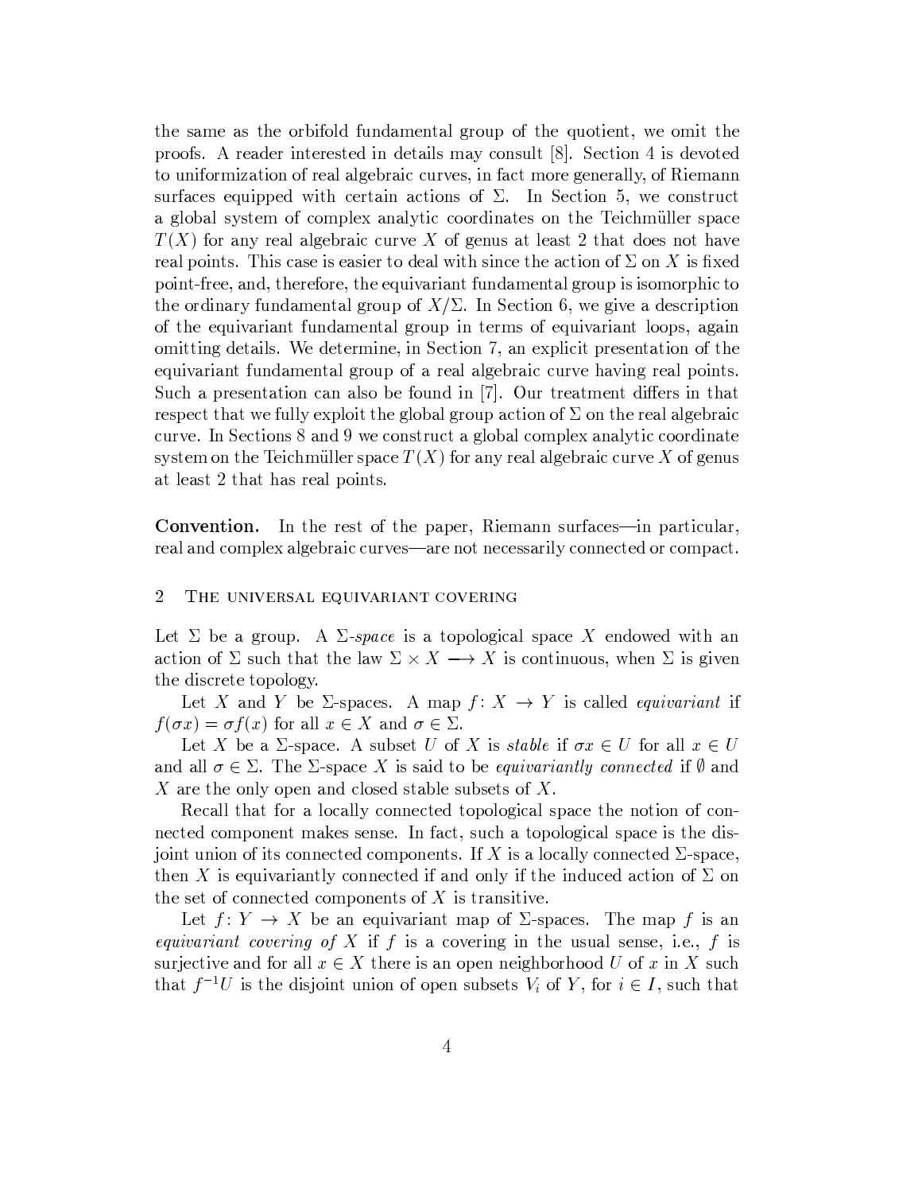the same as the orbifold fundamental group of the quotient, we omit the proofs. A reader interested in details may consult [8]. Section 4 is devoted to uniformization of real algebraic curves, in fact more generally, of Riemann surfaces equipped with certain actions of $\Sigma$. In Section 5, we construct a global system of complex analytic coordinates on the Teichmüller space $T(X)$ for any real algebraic curve $X$ of genus at least 2 that does not have real points. This case is easier to deal with since the action of $\Sigma$ on $X$ is fixed point-free, and, therefore, the equivariant fundamental group is isomorphic to the ordinary fundamental group of $X/\Sigma$. In Section 6, we give a description of the equivariant fundamental group in terms of equivariant loops, again omitting details. We determine, in Section 7, an explicit presentation of the equivariant fundamental group of a real algebraic curve having real points. Such a presentation can also be found in [7]. Our treatment differs in that respect that we fully exploit the global group action of $\Sigma$ on the real algebraic curve. In Sections 8 and 9 we construct a global complex analytic coordinate system on the Teichmüller space $T(X)$ for any real algebraic curve $X$ of genus at least 2 that has real points.

**Convention.** In the rest of the paper, Riemann surfaces—in particular, real and complex algebraic curves—are not necessarily connected or compact.

## 2 The universal equivariant covering

Let $\Sigma$ be a group. A *$\Sigma$-space* is a topological space $X$ endowed with an action of $\Sigma$ such that the law $\Sigma \times X \longrightarrow X$ is continuous, when $\Sigma$ is given the discrete topology.

Let $X$ and $Y$ be $\Sigma$-spaces. A map $f\colon X \to Y$ is called *equivariant* if $f(\sigma x) = \sigma f(x)$ for all $x \in X$ and $\sigma \in \Sigma$.

Let $X$ be a $\Sigma$-space. A subset $U$ of $X$ is *stable* if $\sigma x \in U$ for all $x \in U$ and all $\sigma \in \Sigma$. The $\Sigma$-space $X$ is said to be *equivariantly connected* if $\emptyset$ and $X$ are the only open and closed stable subsets of $X$.

Recall that for a locally connected topological space the notion of connected component makes sense. In fact, such a topological space is the disjoint union of its connected components. If $X$ is a locally connected $\Sigma$-space, then $X$ is equivariantly connected if and only if the induced action of $\Sigma$ on the set of connected components of $X$ is transitive.

Let $f\colon Y \to X$ be an equivariant map of $\Sigma$-spaces. The map $f$ is an *equivariant covering of $X$* if $f$ is a covering in the usual sense, i.e., $f$ is surjective and for all $x \in X$ there is an open neighborhood $U$ of $x$ in $X$ such that $f^{-1}U$ is the disjoint union of open subsets $V_i$ of $Y$, for $i \in I$, such that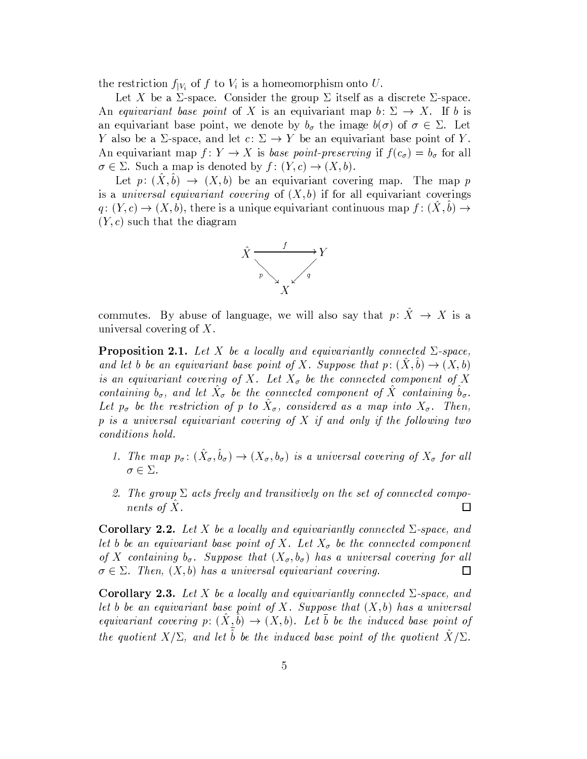the restriction $f_{|V_i}$ of $f$ to $V_i$ is a homeomorphism onto $U$.

Let $X$ be a $\Sigma$-space. Consider the group $\Sigma$ itself as a discrete $\Sigma$-space. An *equivariant base point* of $X$ is an equivariant map $b\colon \Sigma \to X$. If $b$ is an equivariant base point, we denote by $b_\sigma$ the image $b(\sigma)$ of $\sigma \in \Sigma$. Let $Y$ also be a $\Sigma$-space, and let $c\colon \Sigma \to Y$ be an equivariant base point of $Y$. An equivariant map $f\colon Y \to X$ is *base point-preserving* if $f(c_\sigma) = b_\sigma$ for all $\sigma \in \Sigma$. Such a map is denoted by $f\colon (Y, c) \to (X, b)$.

Let $p\colon (\hat{X}, \hat{b}) \to (X, b)$ be an equivariant covering map. The map $p$ is a *universal equivariant covering* of $(X, b)$ if for all equivariant coverings $q\colon (Y, c) \to (X, b)$, there is a unique equivariant continuous map $f\colon (\hat{X}, \hat{b}) \to (Y, c)$ such that the diagram

$$\begin{array}{ccc} \hat{X} & \xrightarrow{\quad f \quad} & Y \\ & {\scriptstyle p}\searrow \quad \swarrow{\scriptstyle q} & \\ & X & \end{array}$$

commutes. By abuse of language, we will also say that $p\colon \hat{X} \to X$ is a universal covering of $X$.

**Proposition 2.1.** *Let $X$ be a locally and equivariantly connected $\Sigma$-space, and let $b$ be an equivariant base point of $X$. Suppose that $p\colon (\hat{X}, \hat{b}) \to (X, b)$ is an equivariant covering of $X$. Let $X_\sigma$ be the connected component of $X$ containing $b_\sigma$, and let $\hat{X}_\sigma$ be the connected component of $\hat{X}$ containing $\hat{b}_\sigma$. Let $p_\sigma$ be the restriction of $p$ to $\hat{X}_\sigma$, considered as a map into $X_\sigma$. Then, $p$ is a universal equivariant covering of $X$ if and only if the following two conditions hold.*

1. *The map $p_\sigma\colon (\hat{X}_\sigma, \hat{b}_\sigma) \to (X_\sigma, b_\sigma)$ is a universal covering of $X_\sigma$ for all $\sigma \in \Sigma$.*
2. *The group $\Sigma$ acts freely and transitively on the set of connected components of $\hat{X}$.* □

**Corollary 2.2.** *Let $X$ be a locally and equivariantly connected $\Sigma$-space, and let $b$ be an equivariant base point of $X$. Let $X_\sigma$ be the connected component of $X$ containing $b_\sigma$. Suppose that $(X_\sigma, b_\sigma)$ has a universal covering for all $\sigma \in \Sigma$. Then, $(X, b)$ has a universal equivariant covering.* □

**Corollary 2.3.** *Let $X$ be a locally and equivariantly connected $\Sigma$-space, and let $b$ be an equivariant base point of $X$. Suppose that $(X, b)$ has a universal equivariant covering $p\colon (\hat{X}, \hat{b}) \to (X, b)$. Let $\bar{b}$ be the induced base point of the quotient $X/\Sigma$, and let $\hat{\bar{b}}$ be the induced base point of the quotient $\hat{X}/\Sigma$.*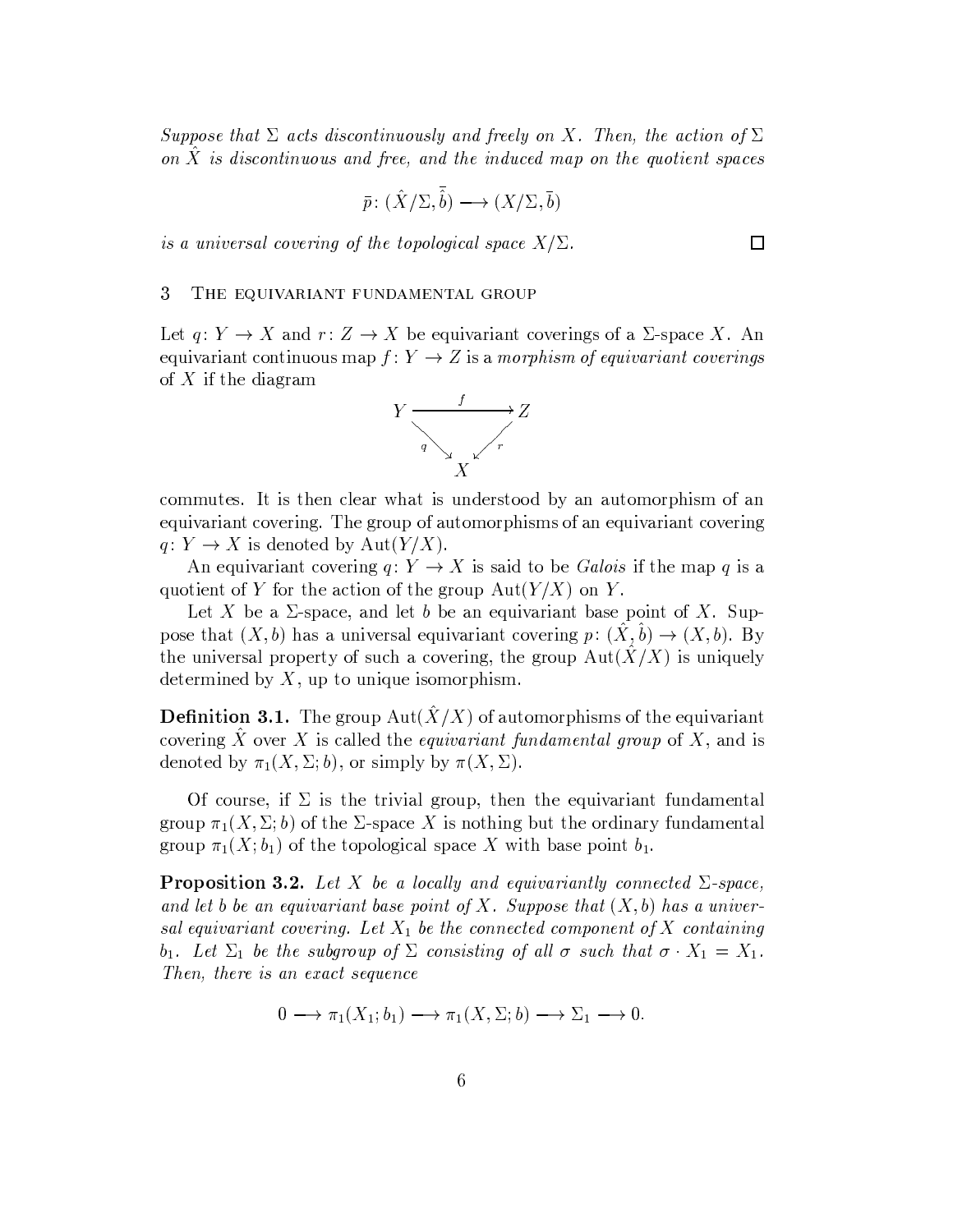*Suppose that $\Sigma$ acts discontinuously and freely on $X$. Then, the action of $\Sigma$ on $\hat{X}$ is discontinuous and free, and the induced map on the quotient spaces*

$$\bar{p}\colon (\hat{X}/\Sigma, \bar{\hat{b}}) \longrightarrow (X/\Sigma, \bar{b})$$

*is a universal covering of the topological space $X/\Sigma$.* □

## 3 The equivariant fundamental group

Let $q\colon Y \to X$ and $r\colon Z \to X$ be equivariant coverings of a $\Sigma$-space $X$. An equivariant continuous map $f\colon Y \to Z$ is a *morphism of equivariant coverings* of $X$ if the diagram

$$\begin{array}{ccc} Y & \xrightarrow{\quad f \quad} & Z \\ & {\scriptstyle q}\searrow \quad \swarrow{\scriptstyle r} & \\ & X & \end{array}$$

commutes. It is then clear what is understood by an automorphism of an equivariant covering. The group of automorphisms of an equivariant covering $q\colon Y \to X$ is denoted by $\mathrm{Aut}(Y/X)$.

An equivariant covering $q\colon Y \to X$ is said to be *Galois* if the map $q$ is a quotient of $Y$ for the action of the group $\mathrm{Aut}(Y/X)$ on $Y$.

Let $X$ be a $\Sigma$-space, and let $b$ be an equivariant base point of $X$. Suppose that $(X, b)$ has a universal equivariant covering $p\colon (\hat{X}, \hat{b}) \to (X, b)$. By the universal property of such a covering, the group $\mathrm{Aut}(\hat{X}/X)$ is uniquely determined by $X$, up to unique isomorphism.

**Definition 3.1.** The group $\mathrm{Aut}(\hat{X}/X)$ of automorphisms of the equivariant covering $\hat{X}$ over $X$ is called the *equivariant fundamental group* of $X$, and is denoted by $\pi_1(X, \Sigma; b)$, or simply by $\pi(X, \Sigma)$.

Of course, if $\Sigma$ is the trivial group, then the equivariant fundamental group $\pi_1(X, \Sigma; b)$ of the $\Sigma$-space $X$ is nothing but the ordinary fundamental group $\pi_1(X; b_1)$ of the topological space $X$ with base point $b_1$.

**Proposition 3.2.** *Let $X$ be a locally and equivariantly connected $\Sigma$-space, and let $b$ be an equivariant base point of $X$. Suppose that $(X, b)$ has a universal equivariant covering. Let $X_1$ be the connected component of $X$ containing $b_1$. Let $\Sigma_1$ be the subgroup of $\Sigma$ consisting of all $\sigma$ such that $\sigma \cdot X_1 = X_1$. Then, there is an exact sequence*

$$0 \longrightarrow \pi_1(X_1; b_1) \longrightarrow \pi_1(X, \Sigma; b) \longrightarrow \Sigma_1 \longrightarrow 0.$$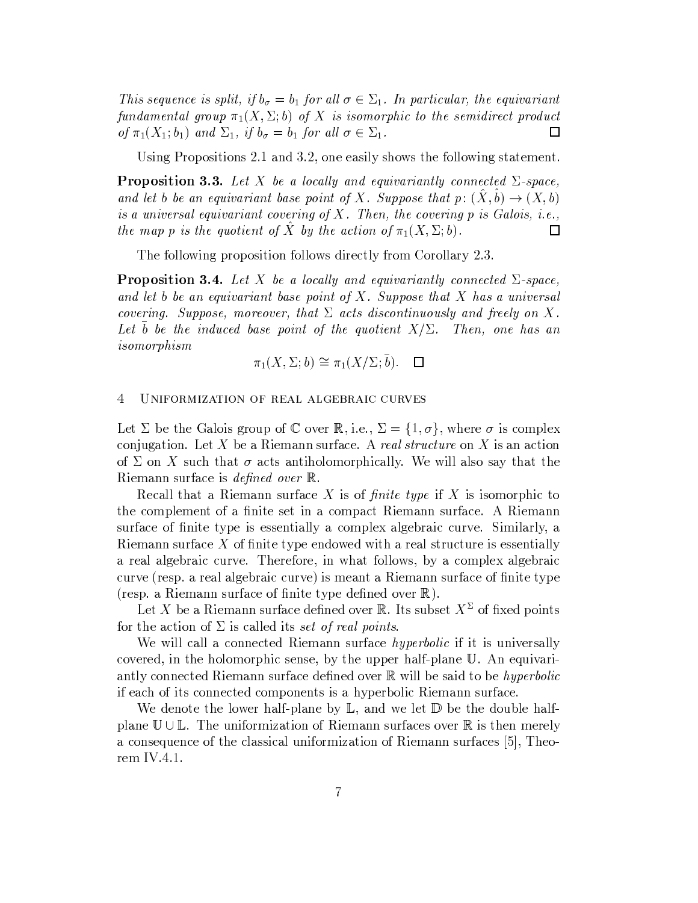*This sequence is split, if $b_\sigma = b_1$ for all $\sigma \in \Sigma_1$. In particular, the equivariant fundamental group $\pi_1(X, \Sigma; b)$ of $X$ is isomorphic to the semidirect product of $\pi_1(X_1; b_1)$ and $\Sigma_1$, if $b_\sigma = b_1$ for all $\sigma \in \Sigma_1$.* □

Using Propositions 2.1 and 3.2, one easily shows the following statement.

**Proposition 3.3.** *Let $X$ be a locally and equivariantly connected $\Sigma$-space, and let $b$ be an equivariant base point of $X$. Suppose that $p\colon (\hat{X}, \hat{b}) \to (X, b)$ is a universal equivariant covering of $X$. Then, the covering $p$ is Galois, i.e., the map $p$ is the quotient of $\hat{X}$ by the action of $\pi_1(X, \Sigma; b)$.* □

The following proposition follows directly from Corollary 2.3.

**Proposition 3.4.** *Let $X$ be a locally and equivariantly connected $\Sigma$-space, and let $b$ be an equivariant base point of $X$. Suppose that $X$ has a universal covering. Suppose, moreover, that $\Sigma$ acts discontinuously and freely on $X$. Let $\bar{b}$ be the induced base point of the quotient $X/\Sigma$. Then, one has an isomorphism*

$$\pi_1(X, \Sigma; b) \cong \pi_1(X/\Sigma; \bar{b}). \quad \square$$

## 4 Uniformization of real algebraic curves

Let $\Sigma$ be the Galois group of $\mathbb{C}$ over $\mathbb{R}$, i.e., $\Sigma = \{1, \sigma\}$, where $\sigma$ is complex conjugation. Let $X$ be a Riemann surface. A *real structure* on $X$ is an action of $\Sigma$ on $X$ such that $\sigma$ acts antiholomorphically. We will also say that the Riemann surface is *defined over* $\mathbb{R}$.

Recall that a Riemann surface $X$ is of *finite type* if $X$ is isomorphic to the complement of a finite set in a compact Riemann surface. A Riemann surface of finite type is essentially a complex algebraic curve. Similarly, a Riemann surface $X$ of finite type endowed with a real structure is essentially a real algebraic curve. Therefore, in what follows, by a complex algebraic curve (resp. a real algebraic curve) is meant a Riemann surface of finite type (resp. a Riemann surface of finite type defined over $\mathbb{R}$).

Let $X$ be a Riemann surface defined over $\mathbb{R}$. Its subset $X^\Sigma$ of fixed points for the action of $\Sigma$ is called its *set of real points*.

We will call a connected Riemann surface *hyperbolic* if it is universally covered, in the holomorphic sense, by the upper half-plane $\mathbb{U}$. An equivariantly connected Riemann surface defined over $\mathbb{R}$ will be said to be *hyperbolic* if each of its connected components is a hyperbolic Riemann surface.

We denote the lower half-plane by $\mathbb{L}$, and we let $\mathbb{D}$ be the double half-plane $\mathbb{U} \cup \mathbb{L}$. The uniformization of Riemann surfaces over $\mathbb{R}$ is then merely a consequence of the classical uniformization of Riemann surfaces [5], Theorem IV.4.1.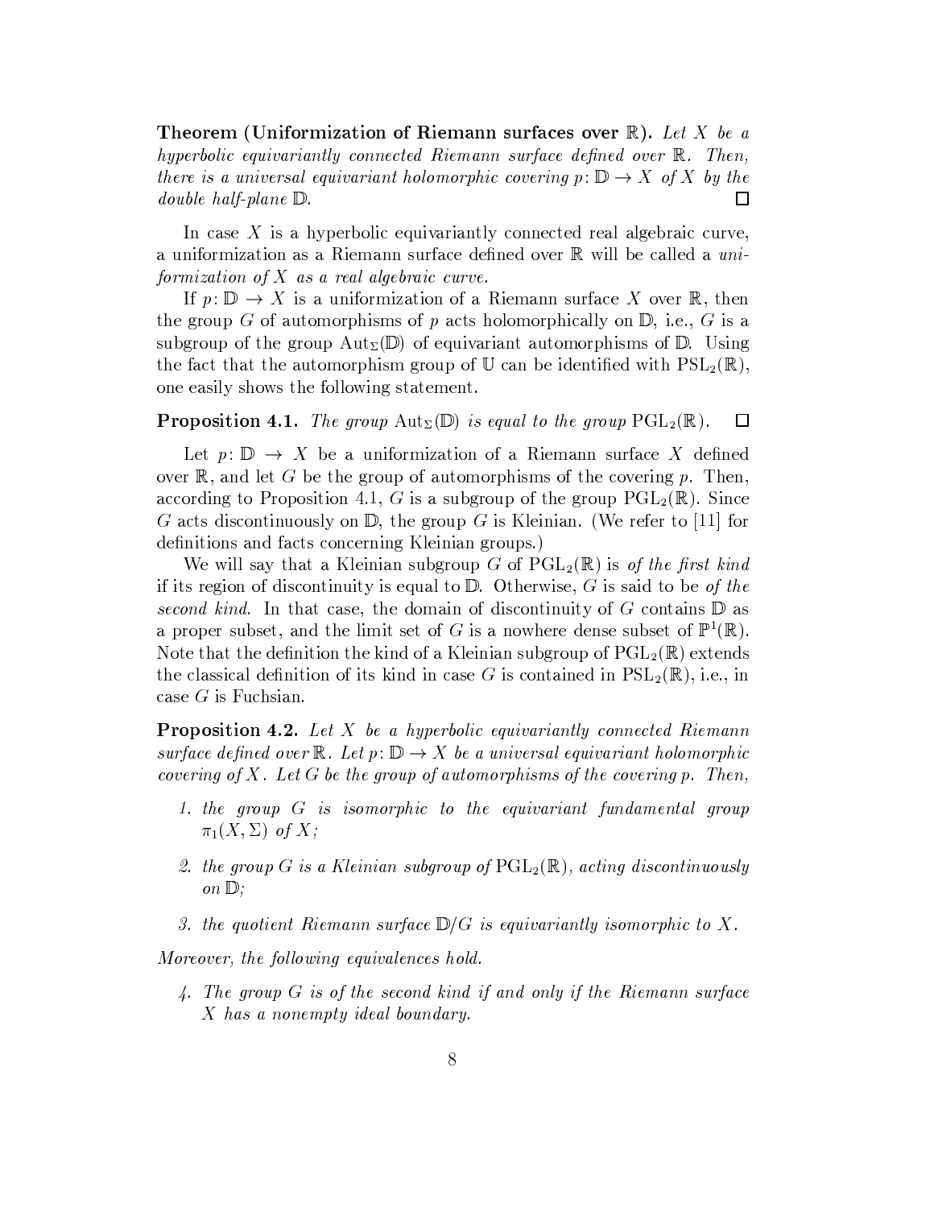**Theorem (Uniformization of Riemann surfaces over $\mathbb{R}$).** *Let $X$ be a hyperbolic equivariantly connected Riemann surface defined over $\mathbb{R}$. Then, there is a universal equivariant holomorphic covering $p\colon \mathbb{D} \to X$ of $X$ by the double half-plane $\mathbb{D}$.* □

In case $X$ is a hyperbolic equivariantly connected real algebraic curve, a uniformization as a Riemann surface defined over $\mathbb{R}$ will be called a *uniformization of $X$ as a real algebraic curve.*

If $p\colon \mathbb{D} \to X$ is a uniformization of a Riemann surface $X$ over $\mathbb{R}$, then the group $G$ of automorphisms of $p$ acts holomorphically on $\mathbb{D}$, i.e., $G$ is a subgroup of the group $\mathrm{Aut}_\Sigma(\mathbb{D})$ of equivariant automorphisms of $\mathbb{D}$. Using the fact that the automorphism group of $\mathbb{U}$ can be identified with $\mathrm{PSL}_2(\mathbb{R})$, one easily shows the following statement.

**Proposition 4.1.** *The group $\mathrm{Aut}_\Sigma(\mathbb{D})$ is equal to the group $\mathrm{PGL}_2(\mathbb{R})$.* □

Let $p\colon \mathbb{D} \to X$ be a uniformization of a Riemann surface $X$ defined over $\mathbb{R}$, and let $G$ be the group of automorphisms of the covering $p$. Then, according to Proposition 4.1, $G$ is a subgroup of the group $\mathrm{PGL}_2(\mathbb{R})$. Since $G$ acts discontinuously on $\mathbb{D}$, the group $G$ is Kleinian. (We refer to [11] for definitions and facts concerning Kleinian groups.)

We will say that a Kleinian subgroup $G$ of $\mathrm{PGL}_2(\mathbb{R})$ is *of the first kind* if its region of discontinuity is equal to $\mathbb{D}$. Otherwise, $G$ is said to be *of the second kind*. In that case, the domain of discontinuity of $G$ contains $\mathbb{D}$ as a proper subset, and the limit set of $G$ is a nowhere dense subset of $\mathbb{P}^1(\mathbb{R})$. Note that the definition the kind of a Kleinian subgroup of $\mathrm{PGL}_2(\mathbb{R})$ extends the classical definition of its kind in case $G$ is contained in $\mathrm{PSL}_2(\mathbb{R})$, i.e., in case $G$ is Fuchsian.

**Proposition 4.2.** *Let $X$ be a hyperbolic equivariantly connected Riemann surface defined over $\mathbb{R}$. Let $p\colon \mathbb{D} \to X$ be a universal equivariant holomorphic covering of $X$. Let $G$ be the group of automorphisms of the covering $p$. Then,*

1. *the group $G$ is isomorphic to the equivariant fundamental group $\pi_1(X, \Sigma)$ of $X$;*
2. *the group $G$ is a Kleinian subgroup of $\mathrm{PGL}_2(\mathbb{R})$, acting discontinuously on $\mathbb{D}$;*
3. *the quotient Riemann surface $\mathbb{D}/G$ is equivariantly isomorphic to $X$.*

*Moreover, the following equivalences hold.*

4. *The group $G$ is of the second kind if and only if the Riemann surface $X$ has a nonempty ideal boundary.*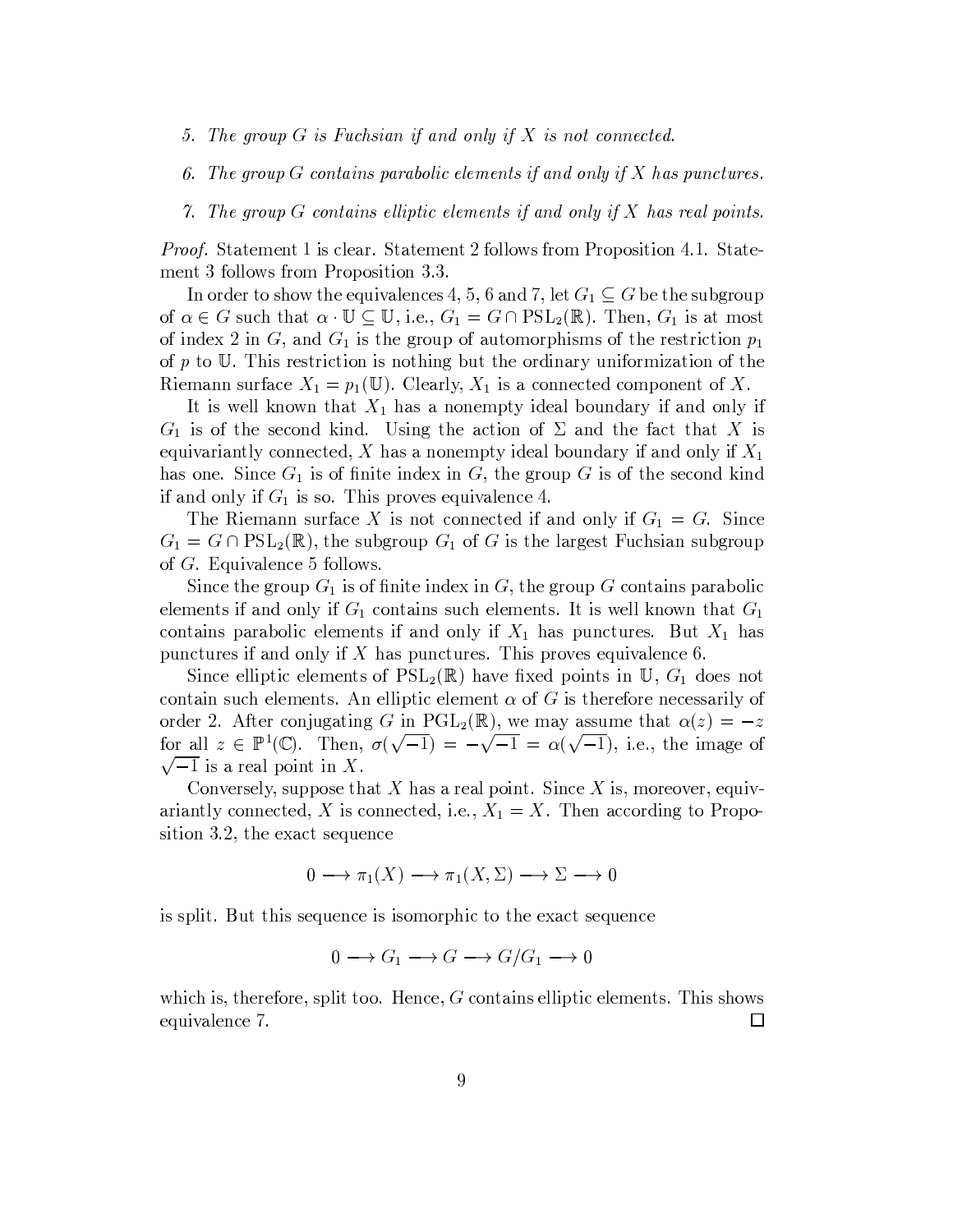5. *The group $G$ is Fuchsian if and only if $X$ is not connected.*

6. *The group $G$ contains parabolic elements if and only if $X$ has punctures.*

7. *The group $G$ contains elliptic elements if and only if $X$ has real points.*

*Proof.* Statement 1 is clear. Statement 2 follows from Proposition 4.1. Statement 3 follows from Proposition 3.3.

In order to show the equivalences 4, 5, 6 and 7, let $G_1 \subseteq G$ be the subgroup of $\alpha \in G$ such that $\alpha \cdot \mathbb{U} \subseteq \mathbb{U}$, i.e., $G_1 = G \cap \mathrm{PSL}_2(\mathbb{R})$. Then, $G_1$ is at most of index 2 in $G$, and $G_1$ is the group of automorphisms of the restriction $p_1$ of $p$ to $\mathbb{U}$. This restriction is nothing but the ordinary uniformization of the Riemann surface $X_1 = p_1(\mathbb{U})$. Clearly, $X_1$ is a connected component of $X$.

It is well known that $X_1$ has a nonempty ideal boundary if and only if $G_1$ is of the second kind. Using the action of $\Sigma$ and the fact that $X$ is equivariantly connected, $X$ has a nonempty ideal boundary if and only if $X_1$ has one. Since $G_1$ is of finite index in $G$, the group $G$ is of the second kind if and only if $G_1$ is so. This proves equivalence 4.

The Riemann surface $X$ is not connected if and only if $G_1 = G$. Since $G_1 = G \cap \mathrm{PSL}_2(\mathbb{R})$, the subgroup $G_1$ of $G$ is the largest Fuchsian subgroup of $G$. Equivalence 5 follows.

Since the group $G_1$ is of finite index in $G$, the group $G$ contains parabolic elements if and only if $G_1$ contains such elements. It is well known that $G_1$ contains parabolic elements if and only if $X_1$ has punctures. But $X_1$ has punctures if and only if $X$ has punctures. This proves equivalence 6.

Since elliptic elements of $\mathrm{PSL}_2(\mathbb{R})$ have fixed points in $\mathbb{U}$, $G_1$ does not contain such elements. An elliptic element $\alpha$ of $G$ is therefore necessarily of order 2. After conjugating $G$ in $\mathrm{PGL}_2(\mathbb{R})$, we may assume that $\alpha(z) = -z$ for all $z \in \mathbb{P}^1(\mathbb{C})$. Then, $\sigma(\sqrt{-1}) = -\sqrt{-1} = \alpha(\sqrt{-1})$, i.e., the image of $\sqrt{-1}$ is a real point in $X$.

Conversely, suppose that $X$ has a real point. Since $X$ is, moreover, equivariantly connected, $X$ is connected, i.e., $X_1 = X$. Then according to Proposition 3.2, the exact sequence

$$0 \longrightarrow \pi_1(X) \longrightarrow \pi_1(X, \Sigma) \longrightarrow \Sigma \longrightarrow 0$$

is split. But this sequence is isomorphic to the exact sequence

$$0 \longrightarrow G_1 \longrightarrow G \longrightarrow G/G_1 \longrightarrow 0$$

which is, therefore, split too. Hence, $G$ contains elliptic elements. This shows equivalence 7. $\square$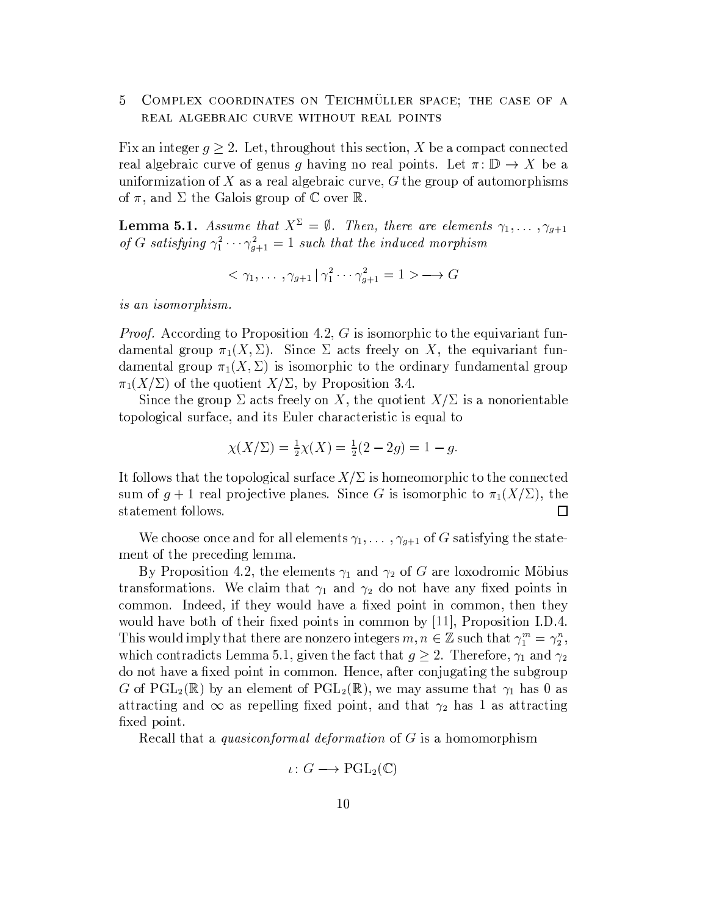# 5 Complex coordinates on Teichmüller space; the case of a real algebraic curve without real points

Fix an integer $g \geq 2$. Let, throughout this section, $X$ be a compact connected real algebraic curve of genus $g$ having no real points. Let $\pi\colon \mathbb{D} \to X$ be a uniformization of $X$ as a real algebraic curve, $G$ the group of automorphisms of $\pi$, and $\Sigma$ the Galois group of $\mathbb{C}$ over $\mathbb{R}$.

**Lemma 5.1.** *Assume that $X^\Sigma = \emptyset$. Then, there are elements $\gamma_1, \ldots, \gamma_{g+1}$ of $G$ satisfying $\gamma_1^2 \cdots \gamma_{g+1}^2 = 1$ such that the induced morphism*

$$< \gamma_1, \ldots, \gamma_{g+1} \,|\, \gamma_1^2 \cdots \gamma_{g+1}^2 = 1 > \longrightarrow G$$

*is an isomorphism.*

*Proof.* According to Proposition 4.2, $G$ is isomorphic to the equivariant fundamental group $\pi_1(X, \Sigma)$. Since $\Sigma$ acts freely on $X$, the equivariant fundamental group $\pi_1(X, \Sigma)$ is isomorphic to the ordinary fundamental group $\pi_1(X/\Sigma)$ of the quotient $X/\Sigma$, by Proposition 3.4.

Since the group $\Sigma$ acts freely on $X$, the quotient $X/\Sigma$ is a nonorientable topological surface, and its Euler characteristic is equal to

$$\chi(X/\Sigma) = \tfrac{1}{2}\chi(X) = \tfrac{1}{2}(2 - 2g) = 1 - g.$$

It follows that the topological surface $X/\Sigma$ is homeomorphic to the connected sum of $g+1$ real projective planes. Since $G$ is isomorphic to $\pi_1(X/\Sigma)$, the statement follows. $\square$

We choose once and for all elements $\gamma_1, \ldots, \gamma_{g+1}$ of $G$ satisfying the statement of the preceding lemma.

By Proposition 4.2, the elements $\gamma_1$ and $\gamma_2$ of $G$ are loxodromic Möbius transformations. We claim that $\gamma_1$ and $\gamma_2$ do not have any fixed points in common. Indeed, if they would have a fixed point in common, then they would have both of their fixed points in common by [11], Proposition I.D.4. This would imply that there are nonzero integers $m, n \in \mathbb{Z}$ such that $\gamma_1^m = \gamma_2^n$, which contradicts Lemma 5.1, given the fact that $g \geq 2$. Therefore, $\gamma_1$ and $\gamma_2$ do not have a fixed point in common. Hence, after conjugating the subgroup $G$ of $\mathrm{PGL}_2(\mathbb{R})$ by an element of $\mathrm{PGL}_2(\mathbb{R})$, we may assume that $\gamma_1$ has $0$ as attracting and $\infty$ as repelling fixed point, and that $\gamma_2$ has $1$ as attracting fixed point.

Recall that a *quasiconformal deformation* of $G$ is a homomorphism

$$\iota\colon G \longrightarrow \mathrm{PGL}_2(\mathbb{C})$$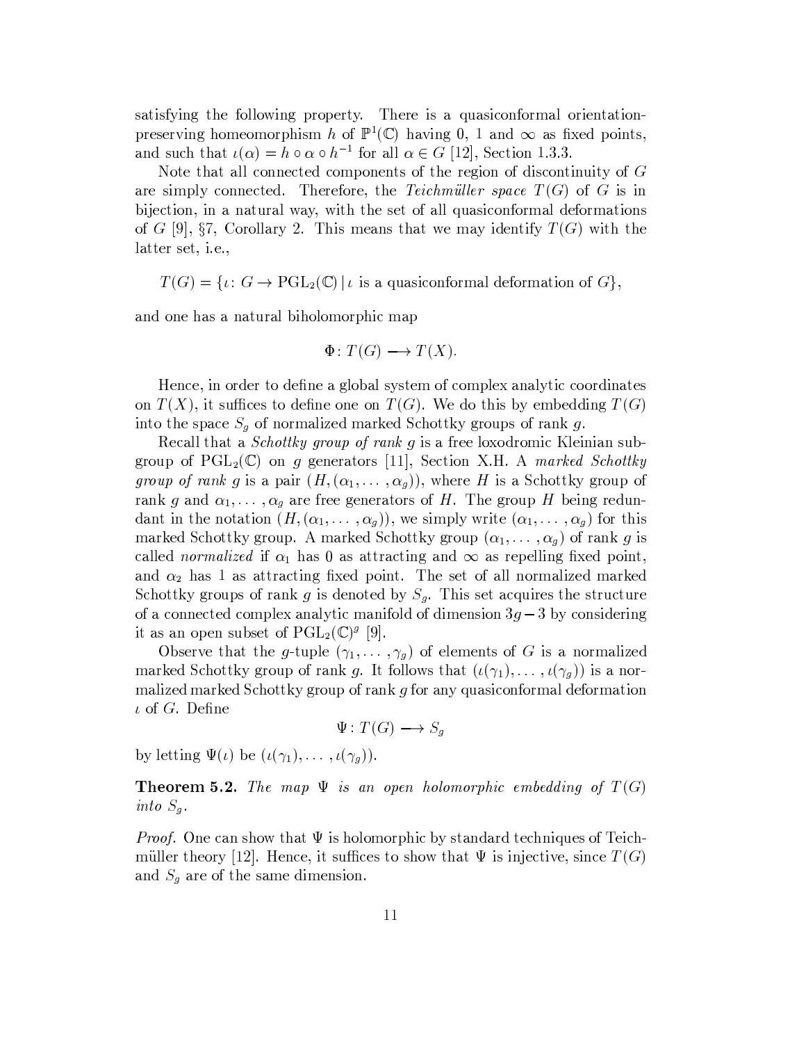satisfying the following property. There is a quasiconformal orientation-preserving homeomorphism $h$ of $\mathbb{P}^1(\mathbb{C})$ having 0, 1 and $\infty$ as fixed points, and such that $\iota(\alpha) = h \circ \alpha \circ h^{-1}$ for all $\alpha \in G$ [12], Section 1.3.3.

Note that all connected components of the region of discontinuity of $G$ are simply connected. Therefore, the *Teichmüller space* $T(G)$ of $G$ is in bijection, in a natural way, with the set of all quasiconformal deformations of $G$ [9], §7, Corollary 2. This means that we may identify $T(G)$ with the latter set, i.e.,

$$T(G) = \{\iota\colon G \to \mathrm{PGL}_2(\mathbb{C}) \mid \iota \text{ is a quasiconformal deformation of } G\},$$

and one has a natural biholomorphic map

$$\Phi\colon T(G) \longrightarrow T(X).$$

Hence, in order to define a global system of complex analytic coordinates on $T(X)$, it suffices to define one on $T(G)$. We do this by embedding $T(G)$ into the space $S_g$ of normalized marked Schottky groups of rank $g$.

Recall that a *Schottky group of rank $g$* is a free loxodromic Kleinian subgroup of $\mathrm{PGL}_2(\mathbb{C})$ on $g$ generators [11], Section X.H. A *marked Schottky group of rank $g$* is a pair $(H, (\alpha_1, \ldots, \alpha_g))$, where $H$ is a Schottky group of rank $g$ and $\alpha_1, \ldots, \alpha_g$ are free generators of $H$. The group $H$ being redundant in the notation $(H, (\alpha_1, \ldots, \alpha_g))$, we simply write $(\alpha_1, \ldots, \alpha_g)$ for this marked Schottky group. A marked Schottky group $(\alpha_1, \ldots, \alpha_g)$ of rank $g$ is called *normalized* if $\alpha_1$ has 0 as attracting and $\infty$ as repelling fixed point, and $\alpha_2$ has 1 as attracting fixed point. The set of all normalized marked Schottky groups of rank $g$ is denoted by $S_g$. This set acquires the structure of a connected complex analytic manifold of dimension $3g-3$ by considering it as an open subset of $\mathrm{PGL}_2(\mathbb{C})^g$ [9].

Observe that the $g$-tuple $(\gamma_1, \ldots, \gamma_g)$ of elements of $G$ is a normalized marked Schottky group of rank $g$. It follows that $(\iota(\gamma_1), \ldots, \iota(\gamma_g))$ is a normalized marked Schottky group of rank $g$ for any quasiconformal deformation $\iota$ of $G$. Define

$$\Psi\colon T(G) \longrightarrow S_g$$

by letting $\Psi(\iota)$ be $(\iota(\gamma_1), \ldots, \iota(\gamma_g))$.

**Theorem 5.2.** *The map $\Psi$ is an open holomorphic embedding of $T(G)$ into $S_g$.*

*Proof.* One can show that $\Psi$ is holomorphic by standard techniques of Teichmüller theory [12]. Hence, it suffices to show that $\Psi$ is injective, since $T(G)$ and $S_g$ are of the same dimension.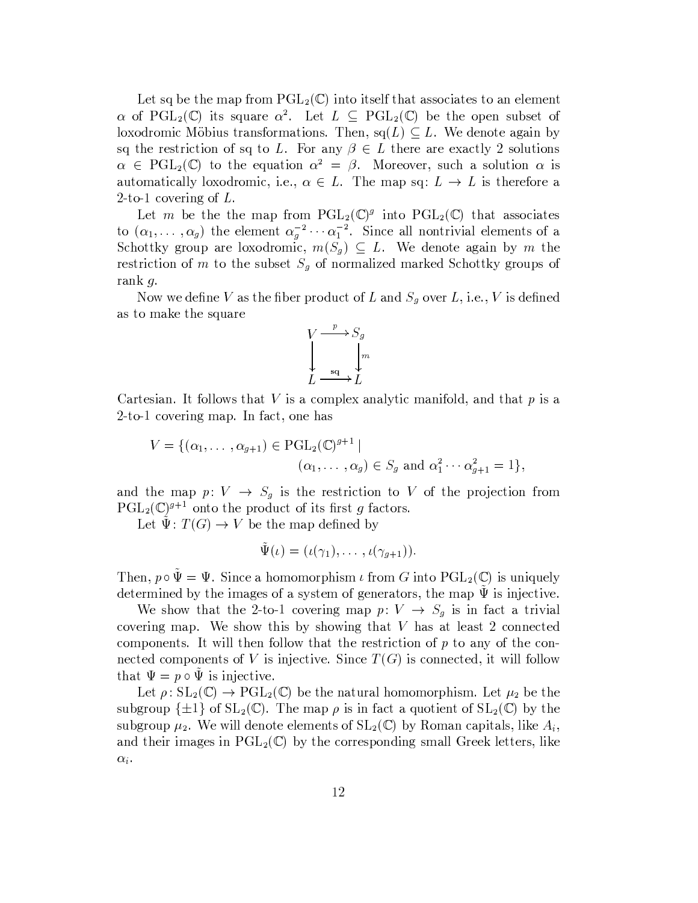Let sq be the map from $\mathrm{PGL}_2(\mathbb{C})$ into itself that associates to an element $\alpha$ of $\mathrm{PGL}_2(\mathbb{C})$ its square $\alpha^2$. Let $L \subseteq \mathrm{PGL}_2(\mathbb{C})$ be the open subset of loxodromic Möbius transformations. Then, $\mathrm{sq}(L) \subseteq L$. We denote again by sq the restriction of sq to $L$. For any $\beta \in L$ there are exactly 2 solutions $\alpha \in \mathrm{PGL}_2(\mathbb{C})$ to the equation $\alpha^2 = \beta$. Moreover, such a solution $\alpha$ is automatically loxodromic, i.e., $\alpha \in L$. The map $\mathrm{sq}\colon L \to L$ is therefore a 2-to-1 covering of $L$.

Let $m$ be the the map from $\mathrm{PGL}_2(\mathbb{C})^g$ into $\mathrm{PGL}_2(\mathbb{C})$ that associates to $(\alpha_1, \ldots, \alpha_g)$ the element $\alpha_g^{-2} \cdots \alpha_1^{-2}$. Since all nontrivial elements of a Schottky group are loxodromic, $m(S_g) \subseteq L$. We denote again by $m$ the restriction of $m$ to the subset $S_g$ of normalized marked Schottky groups of rank $g$.

Now we define $V$ as the fiber product of $L$ and $S_g$ over $L$, i.e., $V$ is defined as to make the square

$$
\begin{array}{ccc}
V & \xrightarrow{\;p\;} & S_g \\
\big\downarrow & & \big\downarrow{\scriptstyle m} \\
L & \xrightarrow{\;\mathrm{sq}\;} & L
\end{array}
$$

Cartesian. It follows that $V$ is a complex analytic manifold, and that $p$ is a 2-to-1 covering map. In fact, one has

$$
V = \{(\alpha_1, \ldots, \alpha_{g+1}) \in \mathrm{PGL}_2(\mathbb{C})^{g+1} \mid (\alpha_1, \ldots, \alpha_g) \in S_g \text{ and } \alpha_1^2 \cdots \alpha_{g+1}^2 = 1\},
$$

and the map $p\colon V \to S_g$ is the restriction to $V$ of the projection from $\mathrm{PGL}_2(\mathbb{C})^{g+1}$ onto the product of its first $g$ factors.

Let $\tilde{\Psi}\colon T(G) \to V$ be the map defined by

$$
\tilde{\Psi}(\iota) = (\iota(\gamma_1), \ldots, \iota(\gamma_{g+1})).
$$

Then, $p \circ \tilde{\Psi} = \Psi$. Since a homomorphism $\iota$ from $G$ into $\mathrm{PGL}_2(\mathbb{C})$ is uniquely determined by the images of a system of generators, the map $\tilde{\Psi}$ is injective.

We show that the 2-to-1 covering map $p\colon V \to S_g$ is in fact a trivial covering map. We show this by showing that $V$ has at least 2 connected components. It will then follow that the restriction of $p$ to any of the connected components of $V$ is injective. Since $T(G)$ is connected, it will follow that $\Psi = p \circ \tilde{\Psi}$ is injective.

Let $\rho\colon \mathrm{SL}_2(\mathbb{C}) \to \mathrm{PGL}_2(\mathbb{C})$ be the natural homomorphism. Let $\mu_2$ be the subgroup $\{\pm 1\}$ of $\mathrm{SL}_2(\mathbb{C})$. The map $\rho$ is in fact a quotient of $\mathrm{SL}_2(\mathbb{C})$ by the subgroup $\mu_2$. We will denote elements of $\mathrm{SL}_2(\mathbb{C})$ by Roman capitals, like $A_i$, and their images in $\mathrm{PGL}_2(\mathbb{C})$ by the corresponding small Greek letters, like $\alpha_i$.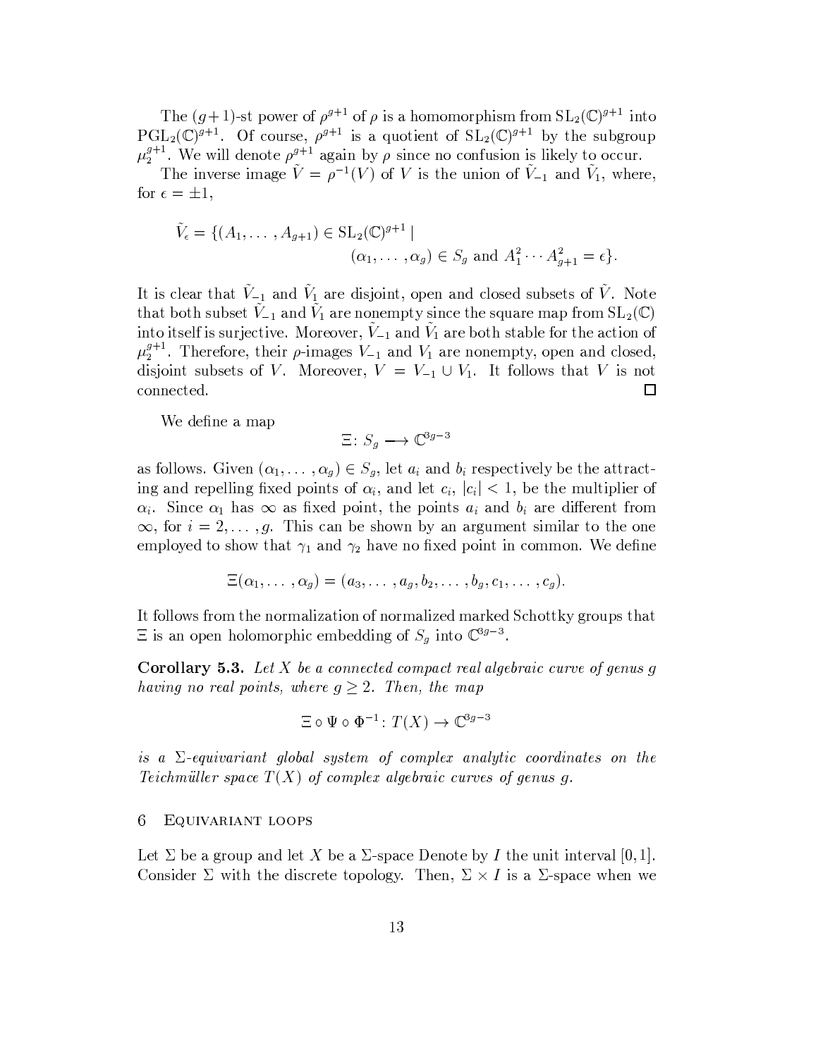The $(g+1)$-st power of $\rho^{g+1}$ of $\rho$ is a homomorphism from $\mathrm{SL}_2(\mathbb{C})^{g+1}$ into $\mathrm{PGL}_2(\mathbb{C})^{g+1}$. Of course, $\rho^{g+1}$ is a quotient of $\mathrm{SL}_2(\mathbb{C})^{g+1}$ by the subgroup $\mu_2^{g+1}$. We will denote $\rho^{g+1}$ again by $\rho$ since no confusion is likely to occur.

The inverse image $\tilde{V} = \rho^{-1}(V)$ of $V$ is the union of $\tilde{V}_{-1}$ and $\tilde{V}_1$, where, for $\epsilon = \pm 1$,

$$\tilde{V}_\epsilon = \{(A_1, \ldots, A_{g+1}) \in \mathrm{SL}_2(\mathbb{C})^{g+1} \mid (\alpha_1, \ldots, \alpha_g) \in S_g \text{ and } A_1^2 \cdots A_{g+1}^2 = \epsilon\}.$$

It is clear that $\tilde{V}_{-1}$ and $\tilde{V}_1$ are disjoint, open and closed subsets of $\tilde{V}$. Note that both subset $\tilde{V}_{-1}$ and $\tilde{V}_1$ are nonempty since the square map from $\mathrm{SL}_2(\mathbb{C})$ into itself is surjective. Moreover, $\tilde{V}_{-1}$ and $\tilde{V}_1$ are both stable for the action of $\mu_2^{g+1}$. Therefore, their $\rho$-images $V_{-1}$ and $V_1$ are nonempty, open and closed, disjoint subsets of $V$. Moreover, $V = V_{-1} \cup V_1$. It follows that $V$ is not connected. □

We define a map

$$\Xi \colon S_g \longrightarrow \mathbb{C}^{3g-3}$$

as follows. Given $(\alpha_1, \ldots, \alpha_g) \in S_g$, let $a_i$ and $b_i$ respectively be the attracting and repelling fixed points of $\alpha_i$, and let $c_i$, $|c_i| < 1$, be the multiplier of $\alpha_i$. Since $\alpha_1$ has $\infty$ as fixed point, the points $a_i$ and $b_i$ are different from $\infty$, for $i = 2, \ldots, g$. This can be shown by an argument similar to the one employed to show that $\gamma_1$ and $\gamma_2$ have no fixed point in common. We define

$$\Xi(\alpha_1, \ldots, \alpha_g) = (a_3, \ldots, a_g, b_2, \ldots, b_g, c_1, \ldots, c_g).$$

It follows from the normalization of normalized marked Schottky groups that $\Xi$ is an open holomorphic embedding of $S_g$ into $\mathbb{C}^{3g-3}$.

**Corollary 5.3.** *Let $X$ be a connected compact real algebraic curve of genus $g$ having no real points, where $g \geq 2$. Then, the map*

$$\Xi \circ \Psi \circ \Phi^{-1} \colon T(X) \to \mathbb{C}^{3g-3}$$

*is a $\Sigma$-equivariant global system of complex analytic coordinates on the Teichmüller space $T(X)$ of complex algebraic curves of genus $g$.*

## 6 Equivariant loops

Let $\Sigma$ be a group and let $X$ be a $\Sigma$-space Denote by $I$ the unit interval $[0,1]$. Consider $\Sigma$ with the discrete topology. Then, $\Sigma \times I$ is a $\Sigma$-space when we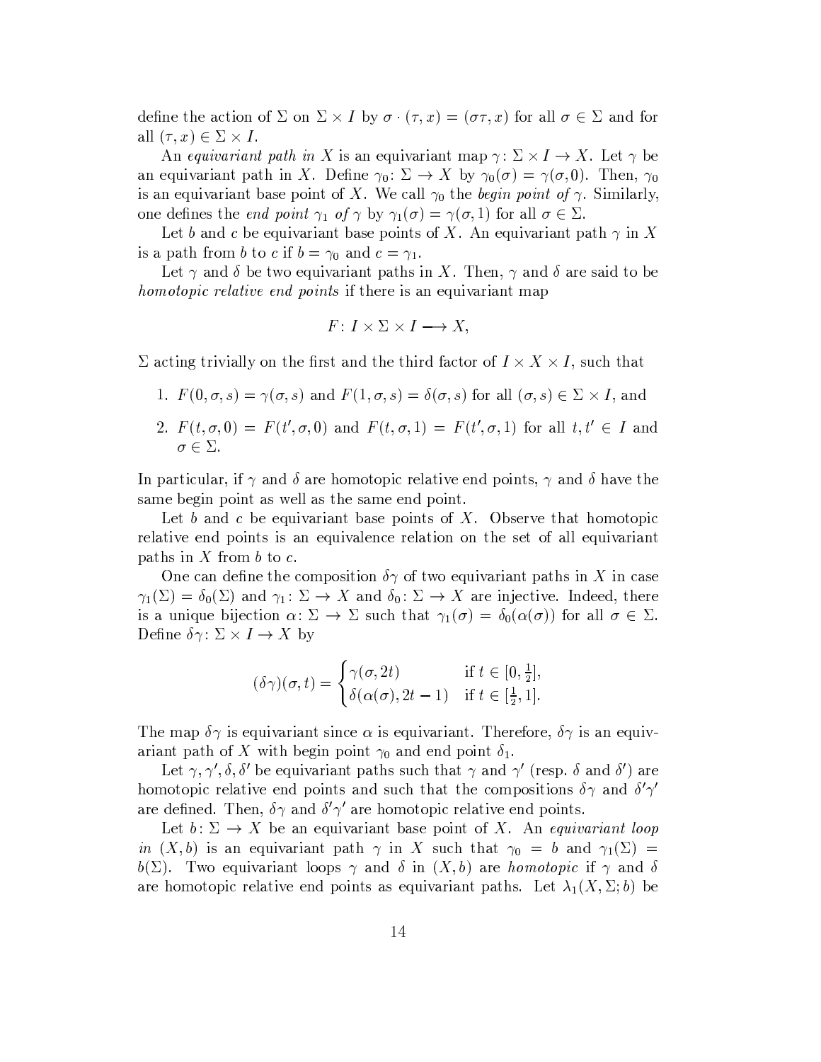define the action of $\Sigma$ on $\Sigma \times I$ by $\sigma \cdot (\tau, x) = (\sigma\tau, x)$ for all $\sigma \in \Sigma$ and for all $(\tau, x) \in \Sigma \times I$.

An *equivariant path in* $X$ is an equivariant map $\gamma\colon \Sigma \times I \to X$. Let $\gamma$ be an equivariant path in $X$. Define $\gamma_0\colon \Sigma \to X$ by $\gamma_0(\sigma) = \gamma(\sigma, 0)$. Then, $\gamma_0$ is an equivariant base point of $X$. We call $\gamma_0$ the *begin point of* $\gamma$. Similarly, one defines the *end point* $\gamma_1$ *of* $\gamma$ by $\gamma_1(\sigma) = \gamma(\sigma, 1)$ for all $\sigma \in \Sigma$.

Let $b$ and $c$ be equivariant base points of $X$. An equivariant path $\gamma$ in $X$ is a path from $b$ to $c$ if $b = \gamma_0$ and $c = \gamma_1$.

Let $\gamma$ and $\delta$ be two equivariant paths in $X$. Then, $\gamma$ and $\delta$ are said to be *homotopic relative end points* if there is an equivariant map

$$F\colon I \times \Sigma \times I \longrightarrow X,$$

$\Sigma$ acting trivially on the first and the third factor of $I \times X \times I$, such that

1. $F(0, \sigma, s) = \gamma(\sigma, s)$ and $F(1, \sigma, s) = \delta(\sigma, s)$ for all $(\sigma, s) \in \Sigma \times I$, and
2. $F(t, \sigma, 0) = F(t', \sigma, 0)$ and $F(t, \sigma, 1) = F(t', \sigma, 1)$ for all $t, t' \in I$ and $\sigma \in \Sigma$.

In particular, if $\gamma$ and $\delta$ are homotopic relative end points, $\gamma$ and $\delta$ have the same begin point as well as the same end point.

Let $b$ and $c$ be equivariant base points of $X$. Observe that homotopic relative end points is an equivalence relation on the set of all equivariant paths in $X$ from $b$ to $c$.

One can define the composition $\delta\gamma$ of two equivariant paths in $X$ in case $\gamma_1(\Sigma) = \delta_0(\Sigma)$ and $\gamma_1\colon \Sigma \to X$ and $\delta_0\colon \Sigma \to X$ are injective. Indeed, there is a unique bijection $\alpha\colon \Sigma \to \Sigma$ such that $\gamma_1(\sigma) = \delta_0(\alpha(\sigma))$ for all $\sigma \in \Sigma$. Define $\delta\gamma\colon \Sigma \times I \to X$ by

$$(\delta\gamma)(\sigma, t) = \begin{cases} \gamma(\sigma, 2t) & \text{if } t \in [0, \frac{1}{2}], \\ \delta(\alpha(\sigma), 2t - 1) & \text{if } t \in [\frac{1}{2}, 1]. \end{cases}$$

The map $\delta\gamma$ is equivariant since $\alpha$ is equivariant. Therefore, $\delta\gamma$ is an equivariant path of $X$ with begin point $\gamma_0$ and end point $\delta_1$.

Let $\gamma, \gamma', \delta, \delta'$ be equivariant paths such that $\gamma$ and $\gamma'$ (resp. $\delta$ and $\delta'$) are homotopic relative end points and such that the compositions $\delta\gamma$ and $\delta'\gamma'$ are defined. Then, $\delta\gamma$ and $\delta'\gamma'$ are homotopic relative end points.

Let $b\colon \Sigma \to X$ be an equivariant base point of $X$. An *equivariant loop in* $(X, b)$ is an equivariant path $\gamma$ in $X$ such that $\gamma_0 = b$ and $\gamma_1(\Sigma) = b(\Sigma)$. Two equivariant loops $\gamma$ and $\delta$ in $(X, b)$ are *homotopic* if $\gamma$ and $\delta$ are homotopic relative end points as equivariant paths. Let $\lambda_1(X, \Sigma; b)$ be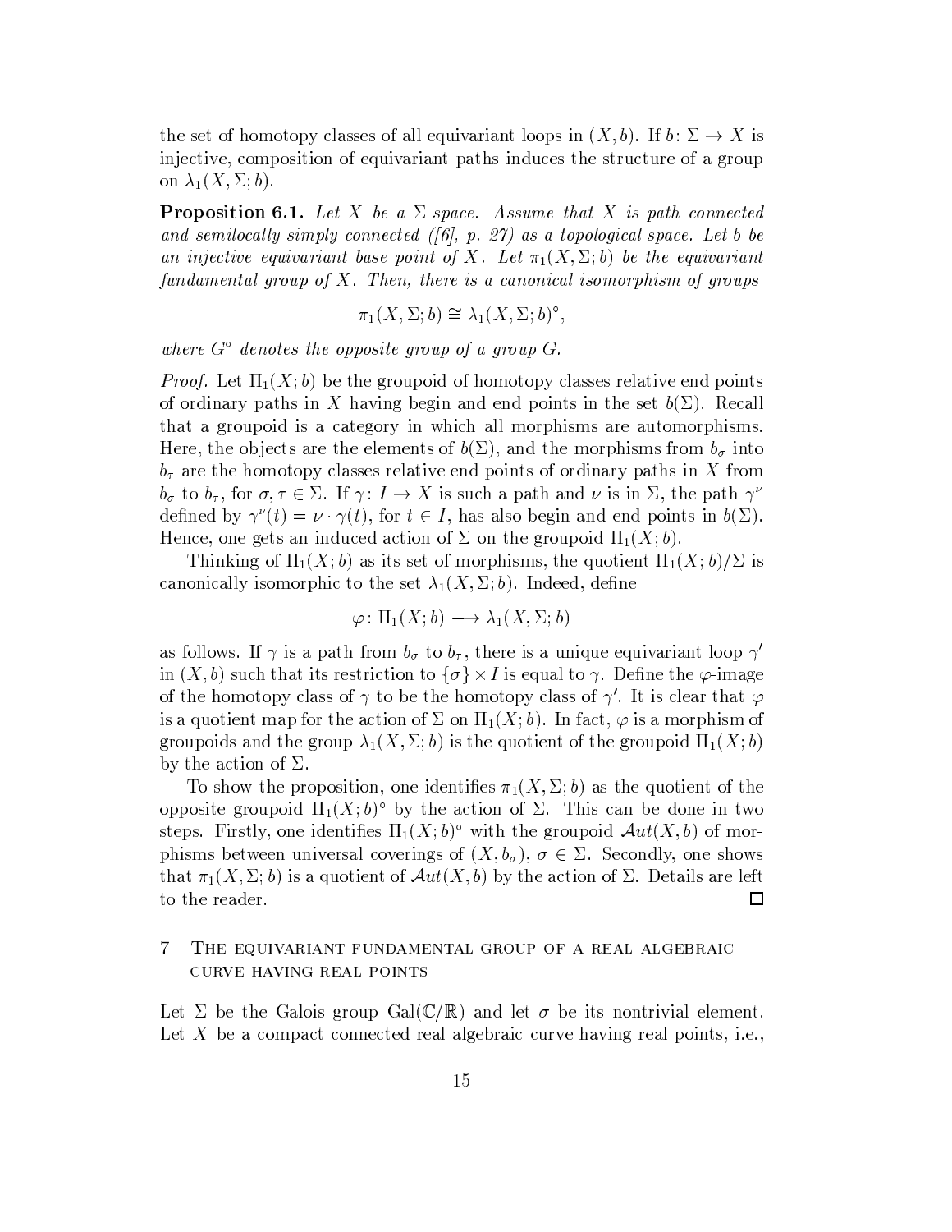the set of homotopy classes of all equivariant loops in $(X, b)$. If $b \colon \Sigma \to X$ is injective, composition of equivariant paths induces the structure of a group on $\lambda_1(X, \Sigma; b)$.

**Proposition 6.1.** *Let $X$ be a $\Sigma$-space. Assume that $X$ is path connected and semilocally simply connected ([6], p. 27) as a topological space. Let $b$ be an injective equivariant base point of $X$. Let $\pi_1(X, \Sigma; b)$ be the equivariant fundamental group of $X$. Then, there is a canonical isomorphism of groups*

$$\pi_1(X, \Sigma; b) \cong \lambda_1(X, \Sigma; b)^\circ,$$

*where $G^\circ$ denotes the opposite group of a group $G$.*

*Proof.* Let $\Pi_1(X; b)$ be the groupoid of homotopy classes relative end points of ordinary paths in $X$ having begin and end points in the set $b(\Sigma)$. Recall that a groupoid is a category in which all morphisms are automorphisms. Here, the objects are the elements of $b(\Sigma)$, and the morphisms from $b_\sigma$ into $b_\tau$ are the homotopy classes relative end points of ordinary paths in $X$ from $b_\sigma$ to $b_\tau$, for $\sigma, \tau \in \Sigma$. If $\gamma \colon I \to X$ is such a path and $\nu$ is in $\Sigma$, the path $\gamma^\nu$ defined by $\gamma^\nu(t) = \nu \cdot \gamma(t)$, for $t \in I$, has also begin and end points in $b(\Sigma)$. Hence, one gets an induced action of $\Sigma$ on the groupoid $\Pi_1(X; b)$.

Thinking of $\Pi_1(X; b)$ as its set of morphisms, the quotient $\Pi_1(X; b)/\Sigma$ is canonically isomorphic to the set $\lambda_1(X, \Sigma; b)$. Indeed, define

$$\varphi \colon \Pi_1(X; b) \longrightarrow \lambda_1(X, \Sigma; b)$$

as follows. If $\gamma$ is a path from $b_\sigma$ to $b_\tau$, there is a unique equivariant loop $\gamma'$ in $(X, b)$ such that its restriction to $\{\sigma\} \times I$ is equal to $\gamma$. Define the $\varphi$-image of the homotopy class of $\gamma$ to be the homotopy class of $\gamma'$. It is clear that $\varphi$ is a quotient map for the action of $\Sigma$ on $\Pi_1(X; b)$. In fact, $\varphi$ is a morphism of groupoids and the group $\lambda_1(X, \Sigma; b)$ is the quotient of the groupoid $\Pi_1(X; b)$ by the action of $\Sigma$.

To show the proposition, one identifies $\pi_1(X, \Sigma; b)$ as the quotient of the opposite groupoid $\Pi_1(X; b)^\circ$ by the action of $\Sigma$. This can be done in two steps. Firstly, one identifies $\Pi_1(X; b)^\circ$ with the groupoid $\mathcal{A}ut(X, b)$ of morphisms between universal coverings of $(X, b_\sigma)$, $\sigma \in \Sigma$. Secondly, one shows that $\pi_1(X, \Sigma; b)$ is a quotient of $\mathcal{A}ut(X, b)$ by the action of $\Sigma$. Details are left to the reader. □

## 7 The equivariant fundamental group of a real algebraic curve having real points

Let $\Sigma$ be the Galois group $\mathrm{Gal}(\mathbb{C}/\mathbb{R})$ and let $\sigma$ be its nontrivial element. Let $X$ be a compact connected real algebraic curve having real points, i.e.,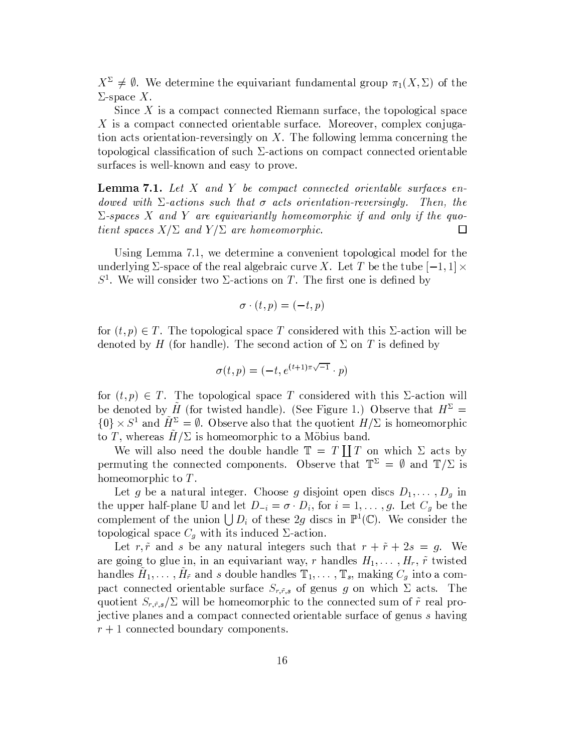$X^\Sigma \neq \emptyset$. We determine the equivariant fundamental group $\pi_1(X, \Sigma)$ of the $\Sigma$-space $X$.

Since $X$ is a compact connected Riemann surface, the topological space $X$ is a compact connected orientable surface. Moreover, complex conjugation acts orientation-reversingly on $X$. The following lemma concerning the topological classification of such $\Sigma$-actions on compact connected orientable surfaces is well-known and easy to prove.

**Lemma 7.1.** *Let $X$ and $Y$ be compact connected orientable surfaces endowed with $\Sigma$-actions such that $\sigma$ acts orientation-reversingly. Then, the $\Sigma$-spaces $X$ and $Y$ are equivariantly homeomorphic if and only if the quotient spaces $X/\Sigma$ and $Y/\Sigma$ are homeomorphic.* □

Using Lemma 7.1, we determine a convenient topological model for the underlying $\Sigma$-space of the real algebraic curve $X$. Let $T$ be the tube $[-1, 1] \times S^1$. We will consider two $\Sigma$-actions on $T$. The first one is defined by

$$\sigma \cdot (t, p) = (-t, p)$$

for $(t, p) \in T$. The topological space $T$ considered with this $\Sigma$-action will be denoted by $H$ (for handle). The second action of $\Sigma$ on $T$ is defined by

$$\sigma(t, p) = (-t, e^{(t+1)\pi\sqrt{-1}} \cdot p)$$

for $(t, p) \in T$. The topological space $T$ considered with this $\Sigma$-action will be denoted by $\tilde{H}$ (for twisted handle). (See Figure 1.) Observe that $H^\Sigma = \{0\} \times S^1$ and $\tilde{H}^\Sigma = \emptyset$. Observe also that the quotient $H/\Sigma$ is homeomorphic to $T$, whereas $\tilde{H}/\Sigma$ is homeomorphic to a Möbius band.

We will also need the double handle $\mathbb{T} = T \coprod T$ on which $\Sigma$ acts by permuting the connected components. Observe that $\mathbb{T}^\Sigma = \emptyset$ and $\mathbb{T}/\Sigma$ is homeomorphic to $T$.

Let $g$ be a natural integer. Choose $g$ disjoint open discs $D_1, \ldots, D_g$ in the upper half-plane $\mathbb{U}$ and let $D_{-i} = \sigma \cdot D_i$, for $i = 1, \ldots, g$. Let $C_g$ be the complement of the union $\bigcup D_i$ of these $2g$ discs in $\mathbb{P}^1(\mathbb{C})$. We consider the topological space $C_g$ with its induced $\Sigma$-action.

Let $r, \tilde{r}$ and $s$ be any natural integers such that $r + \tilde{r} + 2s = g$. We are going to glue in, in an equivariant way, $r$ handles $H_1, \ldots, H_r$, $\tilde{r}$ twisted handles $\tilde{H}_1, \ldots, \tilde{H}_{\tilde{r}}$ and $s$ double handles $\mathbb{T}_1, \ldots, \mathbb{T}_s$, making $C_g$ into a compact connected orientable surface $S_{r,\tilde{r},s}$ of genus $g$ on which $\Sigma$ acts. The quotient $S_{r,\tilde{r},s}/\Sigma$ will be homeomorphic to the connected sum of $\tilde{r}$ real projective planes and a compact connected orientable surface of genus $s$ having $r + 1$ connected boundary components.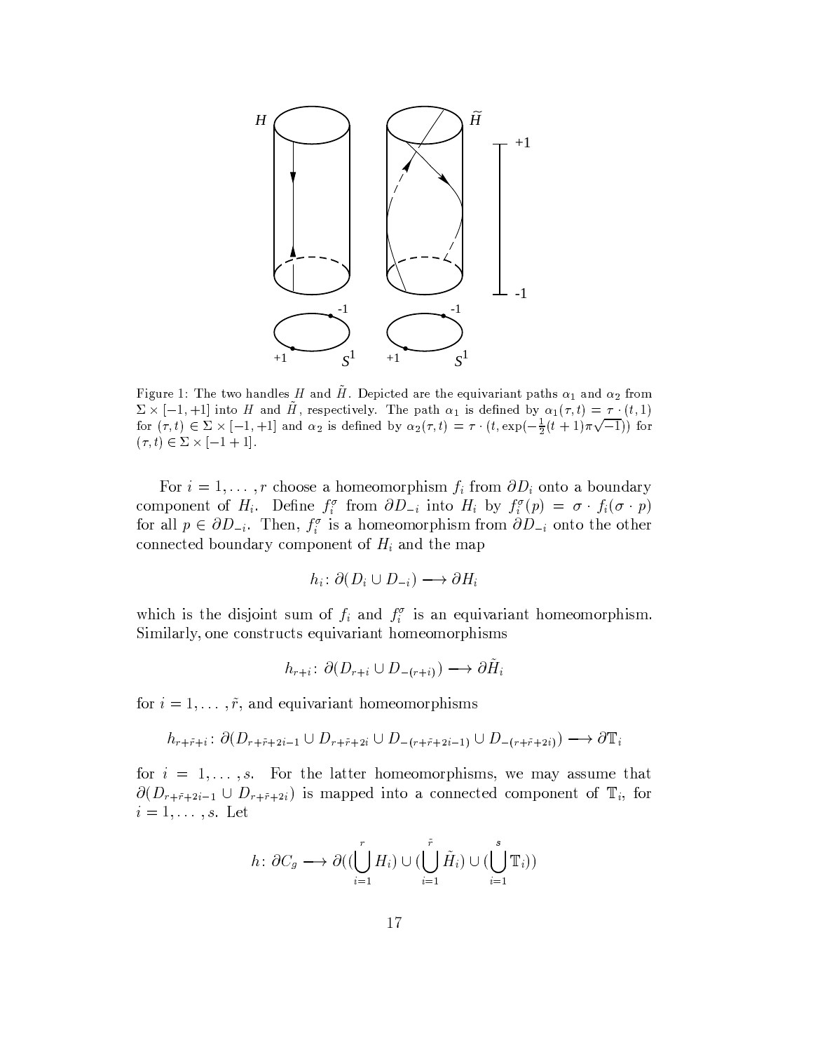Figure 1: The two handles $H$ and $\tilde{H}$. Depicted are the equivariant paths $\alpha_1$ and $\alpha_2$ from $\Sigma \times [-1, +1]$ into $H$ and $\tilde{H}$, respectively. The path $\alpha_1$ is defined by $\alpha_1(\tau, t) = \tau \cdot (t, 1)$ for $(\tau, t) \in \Sigma \times [-1, +1]$ and $\alpha_2$ is defined by $\alpha_2(\tau, t) = \tau \cdot (t, \exp(-\frac{1}{2}(t+1)\pi\sqrt{-1}))$ for $(\tau, t) \in \Sigma \times [-1 + 1]$.

For $i = 1, \ldots, r$ choose a homeomorphism $f_i$ from $\partial D_i$ onto a boundary component of $H_i$. Define $f_i^\sigma$ from $\partial D_{-i}$ into $H_i$ by $f_i^\sigma(p) = \sigma \cdot f_i(\sigma \cdot p)$ for all $p \in \partial D_{-i}$. Then, $f_i^\sigma$ is a homeomorphism from $\partial D_{-i}$ onto the other connected boundary component of $H_i$ and the map

$$h_i \colon \partial(D_i \cup D_{-i}) \longrightarrow \partial H_i$$

which is the disjoint sum of $f_i$ and $f_i^\sigma$ is an equivariant homeomorphism. Similarly, one constructs equivariant homeomorphisms

$$h_{r+i} \colon \partial(D_{r+i} \cup D_{-(r+i)}) \longrightarrow \partial \tilde{H}_i$$

for $i = 1, \ldots, \tilde{r}$, and equivariant homeomorphisms

$$h_{r+\tilde{r}+i} \colon \partial(D_{r+\tilde{r}+2i-1} \cup D_{r+\tilde{r}+2i} \cup D_{-(r+\tilde{r}+2i-1)} \cup D_{-(r+\tilde{r}+2i)}) \longrightarrow \partial \mathbb{T}_i$$

for $i = 1, \ldots, s$. For the latter homeomorphisms, we may assume that $\partial(D_{r+\tilde{r}+2i-1} \cup D_{r+\tilde{r}+2i})$ is mapped into a connected component of $\mathbb{T}_i$, for $i = 1, \ldots, s$. Let

$$h \colon \partial C_g \longrightarrow \partial((\bigcup_{i=1}^{r} H_i) \cup (\bigcup_{i=1}^{\tilde{r}} \tilde{H}_i) \cup (\bigcup_{i=1}^{s} \mathbb{T}_i))$$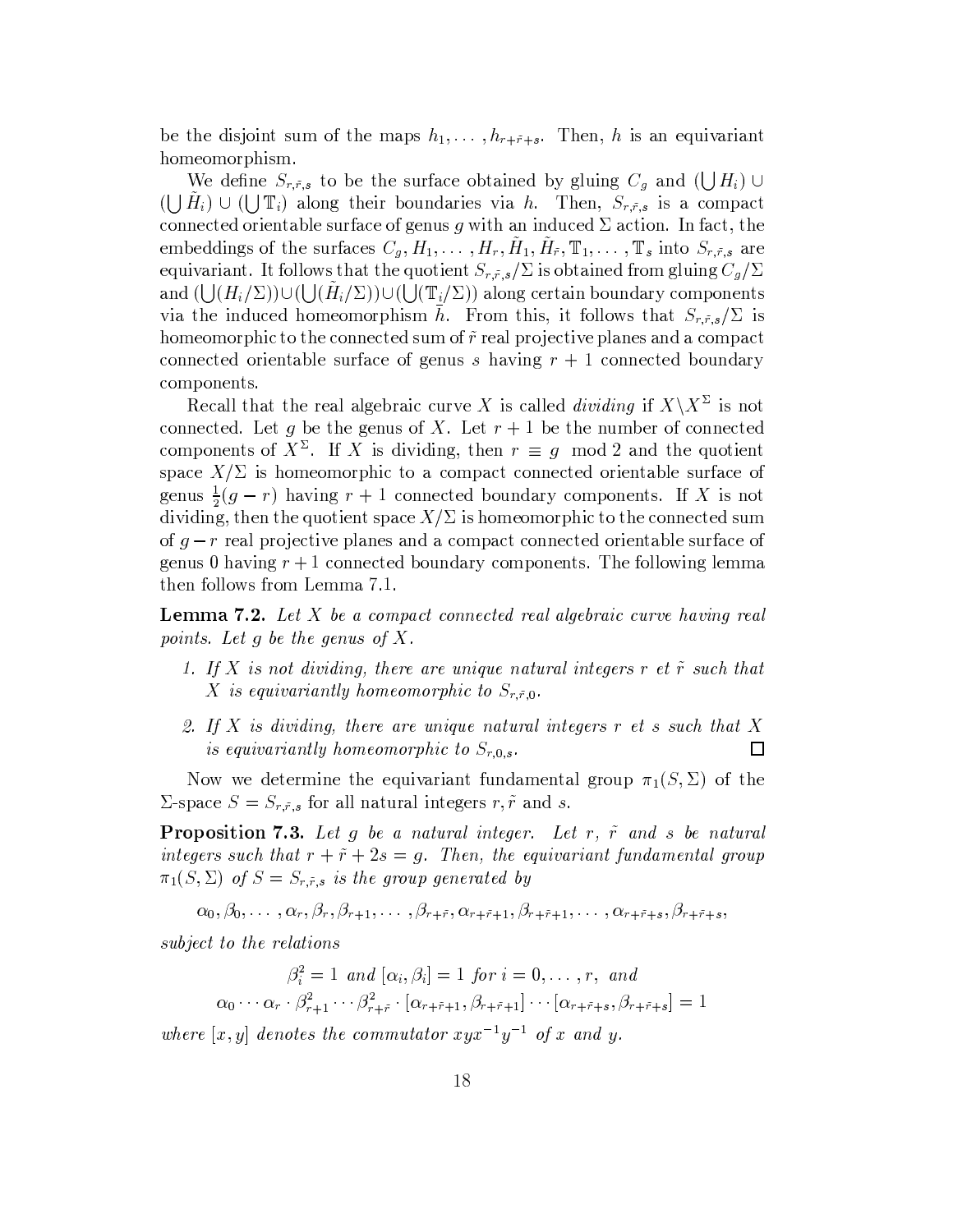be the disjoint sum of the maps $h_1, \ldots, h_{r+\tilde{r}+s}$. Then, $h$ is an equivariant homeomorphism.

We define $S_{r,\tilde{r},s}$ to be the surface obtained by gluing $C_g$ and $(\bigcup H_i) \cup (\bigcup \tilde{H}_i) \cup (\bigcup \mathbb{T}_i)$ along their boundaries via $h$. Then, $S_{r,\tilde{r},s}$ is a compact connected orientable surface of genus $g$ with an induced $\Sigma$ action. In fact, the embeddings of the surfaces $C_g, H_1, \ldots, H_r, \tilde{H}_1, \tilde{H}_{\tilde{r}}, \mathbb{T}_1, \ldots, \mathbb{T}_s$ into $S_{r,\tilde{r},s}$ are equivariant. It follows that the quotient $S_{r,\tilde{r},s}/\Sigma$ is obtained from gluing $C_g/\Sigma$ and $(\bigcup (H_i/\Sigma)) \cup (\bigcup (\tilde{H}_i/\Sigma)) \cup (\bigcup (\mathbb{T}_i/\Sigma))$ along certain boundary components via the induced homeomorphism $\bar{h}$. From this, it follows that $S_{r,\tilde{r},s}/\Sigma$ is homeomorphic to the connected sum of $\tilde{r}$ real projective planes and a compact connected orientable surface of genus $s$ having $r+1$ connected boundary components.

Recall that the real algebraic curve $X$ is called *dividing* if $X \setminus X^\Sigma$ is not connected. Let $g$ be the genus of $X$. Let $r+1$ be the number of connected components of $X^\Sigma$. If $X$ is dividing, then $r \equiv g \mod 2$ and the quotient space $X/\Sigma$ is homeomorphic to a compact connected orientable surface of genus $\frac{1}{2}(g-r)$ having $r+1$ connected boundary components. If $X$ is not dividing, then the quotient space $X/\Sigma$ is homeomorphic to the connected sum of $g-r$ real projective planes and a compact connected orientable surface of genus 0 having $r+1$ connected boundary components. The following lemma then follows from Lemma 7.1.

**Lemma 7.2.** *Let $X$ be a compact connected real algebraic curve having real points. Let $g$ be the genus of $X$.*

1. *If $X$ is not dividing, there are unique natural integers $r$ et $\tilde{r}$ such that $X$ is equivariantly homeomorphic to $S_{r,\tilde{r},0}$.*
2. *If $X$ is dividing, there are unique natural integers $r$ et $s$ such that $X$ is equivariantly homeomorphic to $S_{r,0,s}$.* □

Now we determine the equivariant fundamental group $\pi_1(S, \Sigma)$ of the $\Sigma$-space $S = S_{r,\tilde{r},s}$ for all natural integers $r, \tilde{r}$ and $s$.

**Proposition 7.3.** *Let $g$ be a natural integer. Let $r$, $\tilde{r}$ and $s$ be natural integers such that $r + \tilde{r} + 2s = g$. Then, the equivariant fundamental group $\pi_1(S, \Sigma)$ of $S = S_{r,\tilde{r},s}$ is the group generated by*

$$\alpha_0, \beta_0, \ldots, \alpha_r, \beta_r, \beta_{r+1}, \ldots, \beta_{r+\tilde{r}}, \alpha_{r+\tilde{r}+1}, \beta_{r+\tilde{r}+1}, \ldots, \alpha_{r+\tilde{r}+s}, \beta_{r+\tilde{r}+s},$$

*subject to the relations*

$$\beta_i^2 = 1 \text{ and } [\alpha_i, \beta_i] = 1 \text{ for } i = 0, \ldots, r, \text{ and}$$
$$\alpha_0 \cdots \alpha_r \cdot \beta_{r+1}^2 \cdots \beta_{r+\tilde{r}}^2 \cdot [\alpha_{r+\tilde{r}+1}, \beta_{r+\tilde{r}+1}] \cdots [\alpha_{r+\tilde{r}+s}, \beta_{r+\tilde{r}+s}] = 1$$

*where $[x, y]$ denotes the commutator $xyx^{-1}y^{-1}$ of $x$ and $y$.*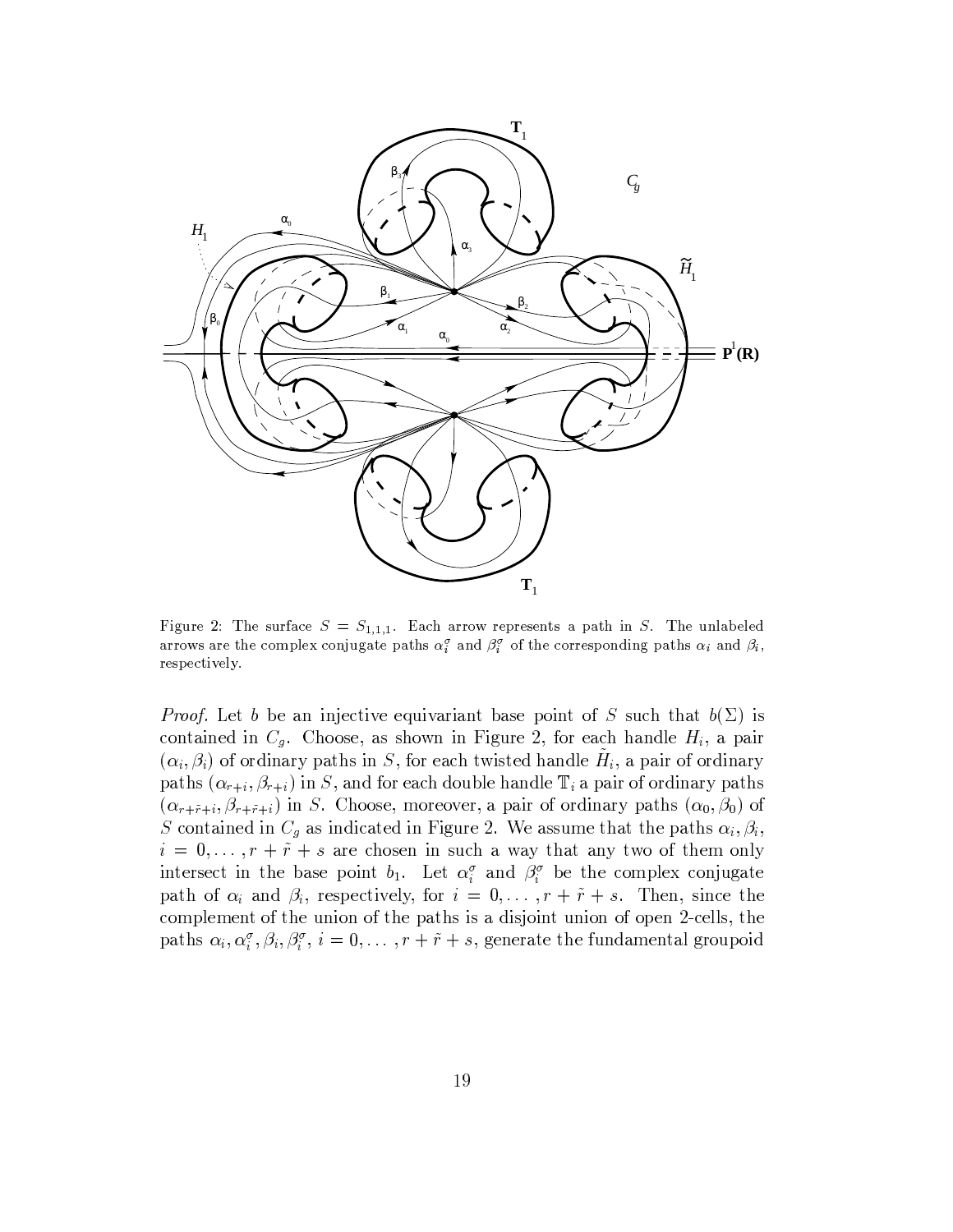Figure 2: The surface $S = S_{1,1,1}$. Each arrow represents a path in $S$. The unlabeled arrows are the complex conjugate paths $\alpha_i^\sigma$ and $\beta_i^\sigma$ of the corresponding paths $\alpha_i$ and $\beta_i$, respectively.

*Proof.* Let $b$ be an injective equivariant base point of $S$ such that $b(\Sigma)$ is contained in $C_g$. Choose, as shown in Figure 2, for each handle $H_i$, a pair $(\alpha_i, \beta_i)$ of ordinary paths in $S$, for each twisted handle $\tilde{H}_i$, a pair of ordinary paths $(\alpha_{r+i}, \beta_{r+i})$ in $S$, and for each double handle $\mathbb{T}_i$ a pair of ordinary paths $(\alpha_{r+\tilde{r}+i}, \beta_{r+\tilde{r}+i})$ in $S$. Choose, moreover, a pair of ordinary paths $(\alpha_0, \beta_0)$ of $S$ contained in $C_g$ as indicated in Figure 2. We assume that the paths $\alpha_i, \beta_i$, $i = 0, \ldots, r + \tilde{r} + s$ are chosen in such a way that any two of them only intersect in the base point $b_1$. Let $\alpha_i^\sigma$ and $\beta_i^\sigma$ be the complex conjugate path of $\alpha_i$ and $\beta_i$, respectively, for $i = 0, \ldots, r + \tilde{r} + s$. Then, since the complement of the union of the paths is a disjoint union of open 2-cells, the paths $\alpha_i, \alpha_i^\sigma, \beta_i, \beta_i^\sigma$, $i = 0, \ldots, r + \tilde{r} + s$, generate the fundamental groupoid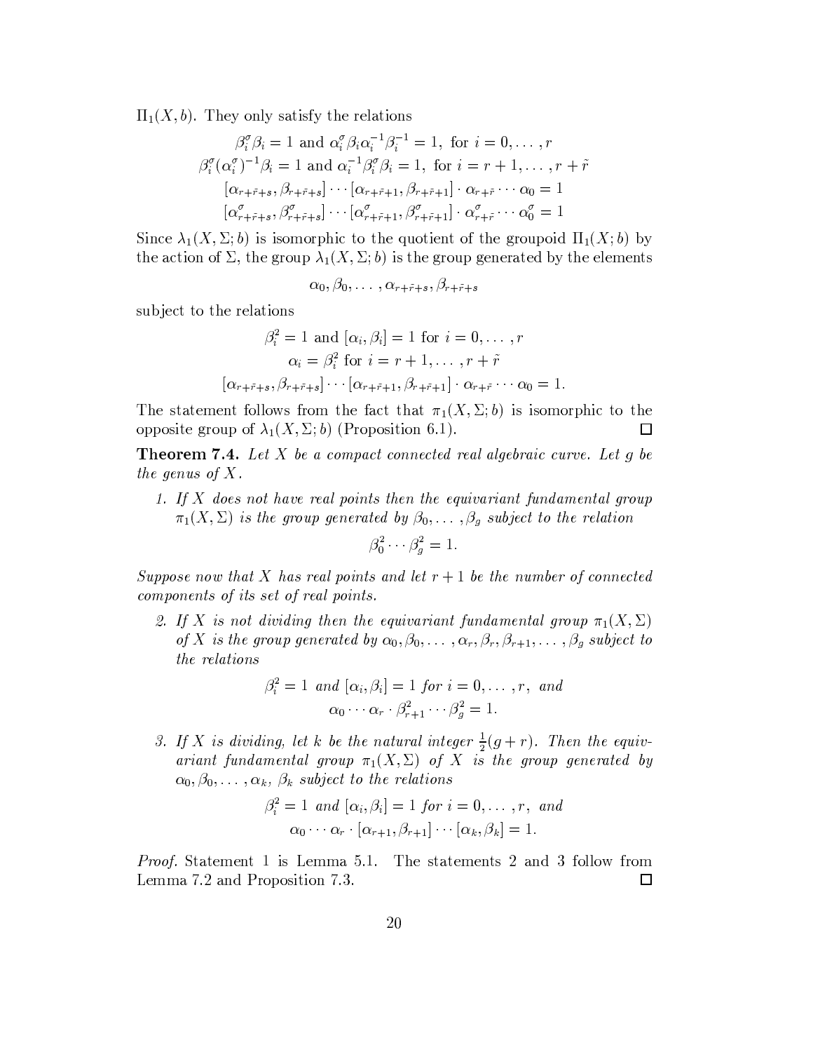$\Pi_1(X, b)$. They only satisfy the relations

$$\beta_i^\sigma \beta_i = 1 \text{ and } \alpha_i^\sigma \beta_i \alpha_i^{-1} \beta_i^{-1} = 1, \text{ for } i = 0, \ldots, r$$

$$\beta_i^\sigma (\alpha_i^\sigma)^{-1} \beta_i = 1 \text{ and } \alpha_i^{-1} \beta_i^\sigma \beta_i = 1, \text{ for } i = r+1, \ldots, r+\tilde{r}$$

$$[\alpha_{r+\tilde{r}+s}, \beta_{r+\tilde{r}+s}] \cdots [\alpha_{r+\tilde{r}+1}, \beta_{r+\tilde{r}+1}] \cdot \alpha_{r+\tilde{r}} \cdots \alpha_0 = 1$$

$$[\alpha_{r+\tilde{r}+s}^\sigma, \beta_{r+\tilde{r}+s}^\sigma] \cdots [\alpha_{r+\tilde{r}+1}^\sigma, \beta_{r+\tilde{r}+1}^\sigma] \cdot \alpha_{r+\tilde{r}}^\sigma \cdots \alpha_0^\sigma = 1$$

Since $\lambda_1(X, \Sigma; b)$ is isomorphic to the quotient of the groupoid $\Pi_1(X; b)$ by the action of $\Sigma$, the group $\lambda_1(X, \Sigma; b)$ is the group generated by the elements

$$\alpha_0, \beta_0, \ldots, \alpha_{r+\tilde{r}+s}, \beta_{r+\tilde{r}+s}$$

subject to the relations

$$\beta_i^2 = 1 \text{ and } [\alpha_i, \beta_i] = 1 \text{ for } i = 0, \ldots, r$$

$$\alpha_i = \beta_i^2 \text{ for } i = r+1, \ldots, r+\tilde{r}$$

$$[\alpha_{r+\tilde{r}+s}, \beta_{r+\tilde{r}+s}] \cdots [\alpha_{r+\tilde{r}+1}, \beta_{r+\tilde{r}+1}] \cdot \alpha_{r+\tilde{r}} \cdots \alpha_0 = 1.$$

The statement follows from the fact that $\pi_1(X, \Sigma; b)$ is isomorphic to the opposite group of $\lambda_1(X, \Sigma; b)$ (Proposition 6.1). $\square$

**Theorem 7.4.** *Let $X$ be a compact connected real algebraic curve. Let $g$ be the genus of $X$.*

1. *If $X$ does not have real points then the equivariant fundamental group $\pi_1(X, \Sigma)$ is the group generated by $\beta_0, \ldots, \beta_g$ subject to the relation*

$$\beta_0^2 \cdots \beta_g^2 = 1.$$

*Suppose now that $X$ has real points and let $r+1$ be the number of connected components of its set of real points.*

2. *If $X$ is not dividing then the equivariant fundamental group $\pi_1(X, \Sigma)$ of $X$ is the group generated by $\alpha_0, \beta_0, \ldots, \alpha_r, \beta_r, \beta_{r+1}, \ldots, \beta_g$ subject to the relations*

$$\beta_i^2 = 1 \text{ and } [\alpha_i, \beta_i] = 1 \text{ for } i = 0, \ldots, r, \text{ and}$$

$$\alpha_0 \cdots \alpha_r \cdot \beta_{r+1}^2 \cdots \beta_g^2 = 1.$$

3. *If $X$ is dividing, let $k$ be the natural integer $\frac{1}{2}(g+r)$. Then the equivariant fundamental group $\pi_1(X, \Sigma)$ of $X$ is the group generated by $\alpha_0, \beta_0, \ldots, \alpha_k, \beta_k$ subject to the relations*

$$\beta_i^2 = 1 \text{ and } [\alpha_i, \beta_i] = 1 \text{ for } i = 0, \ldots, r, \text{ and}$$

$$\alpha_0 \cdots \alpha_r \cdot [\alpha_{r+1}, \beta_{r+1}] \cdots [\alpha_k, \beta_k] = 1.$$

*Proof.* Statement 1 is Lemma 5.1. The statements 2 and 3 follow from Lemma 7.2 and Proposition 7.3. $\square$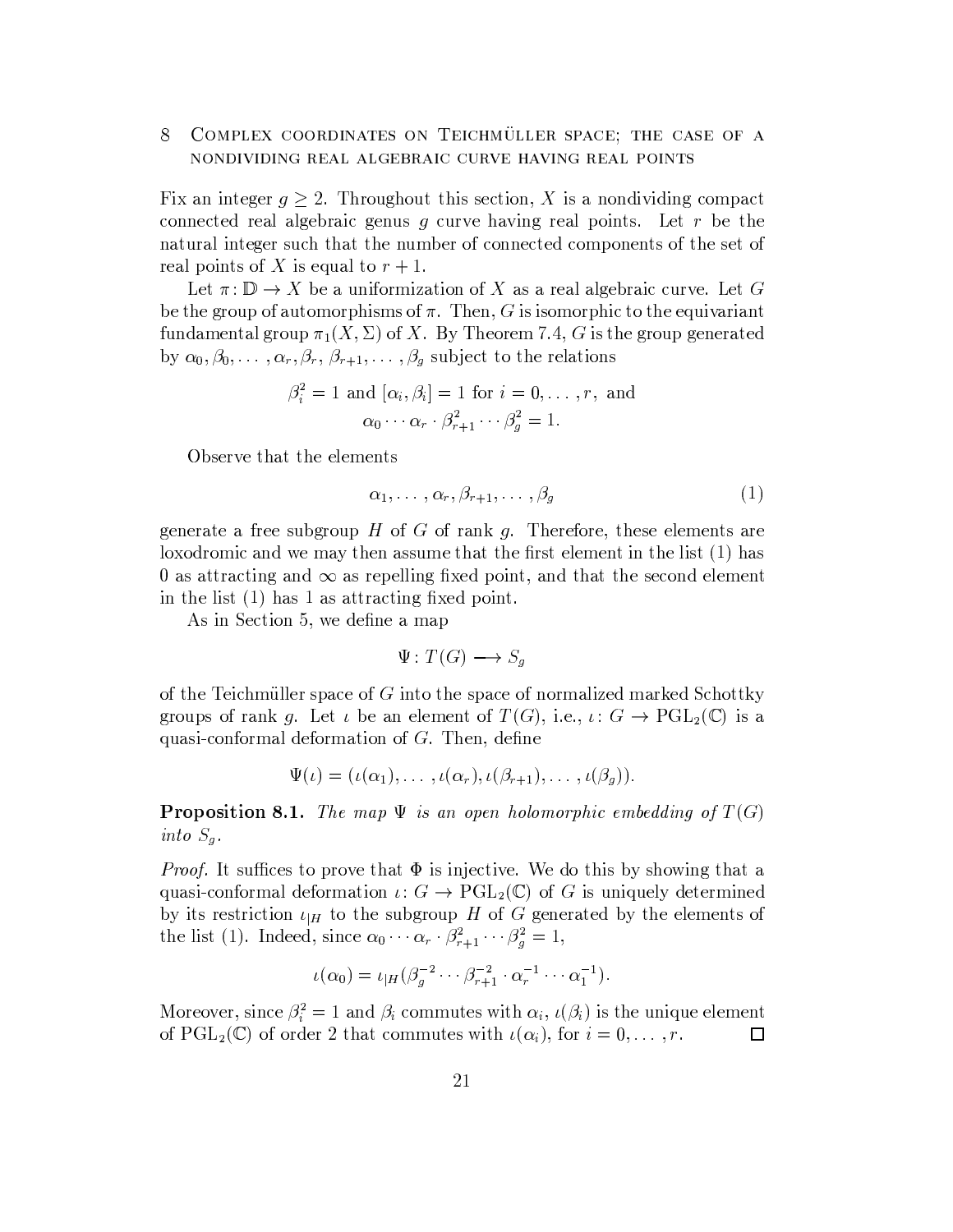# 8 Complex coordinates on Teichmüller space; the case of a nondividing real algebraic curve having real points

Fix an integer $g \geq 2$. Throughout this section, $X$ is a nondividing compact connected real algebraic genus $g$ curve having real points. Let $r$ be the natural integer such that the number of connected components of the set of real points of $X$ is equal to $r+1$.

Let $\pi\colon \mathbb{D} \to X$ be a uniformization of $X$ as a real algebraic curve. Let $G$ be the group of automorphisms of $\pi$. Then, $G$ is isomorphic to the equivariant fundamental group $\pi_1(X, \Sigma)$ of $X$. By Theorem 7.4, $G$ is the group generated by $\alpha_0, \beta_0, \ldots, \alpha_r, \beta_r, \beta_{r+1}, \ldots, \beta_g$ subject to the relations

$$\beta_i^2 = 1 \text{ and } [\alpha_i, \beta_i] = 1 \text{ for } i = 0, \ldots, r, \text{ and}$$
$$\alpha_0 \cdots \alpha_r \cdot \beta_{r+1}^2 \cdots \beta_g^2 = 1.$$

Observe that the elements

$$\alpha_1, \ldots, \alpha_r, \beta_{r+1}, \ldots, \beta_g \tag{1}$$

generate a free subgroup $H$ of $G$ of rank $g$. Therefore, these elements are loxodromic and we may then assume that the first element in the list (1) has $0$ as attracting and $\infty$ as repelling fixed point, and that the second element in the list (1) has $1$ as attracting fixed point.

As in Section 5, we define a map

$$\Psi\colon T(G) \longrightarrow S_g$$

of the Teichmüller space of $G$ into the space of normalized marked Schottky groups of rank $g$. Let $\iota$ be an element of $T(G)$, i.e., $\iota\colon G \to \mathrm{PGL}_2(\mathbb{C})$ is a quasi-conformal deformation of $G$. Then, define

$$\Psi(\iota) = (\iota(\alpha_1), \ldots, \iota(\alpha_r), \iota(\beta_{r+1}), \ldots, \iota(\beta_g)).$$

**Proposition 8.1.** *The map $\Psi$ is an open holomorphic embedding of $T(G)$ into $S_g$.*

*Proof.* It suffices to prove that $\Phi$ is injective. We do this by showing that a quasi-conformal deformation $\iota\colon G \to \mathrm{PGL}_2(\mathbb{C})$ of $G$ is uniquely determined by its restriction $\iota_{|H}$ to the subgroup $H$ of $G$ generated by the elements of the list (1). Indeed, since $\alpha_0 \cdots \alpha_r \cdot \beta_{r+1}^2 \cdots \beta_g^2 = 1$,

$$\iota(\alpha_0) = \iota_{|H}(\beta_g^{-2} \cdots \beta_{r+1}^{-2} \cdot \alpha_r^{-1} \cdots \alpha_1^{-1}).$$

Moreover, since $\beta_i^2 = 1$ and $\beta_i$ commutes with $\alpha_i$, $\iota(\beta_i)$ is the unique element of $\mathrm{PGL}_2(\mathbb{C})$ of order 2 that commutes with $\iota(\alpha_i)$, for $i = 0, \ldots, r$. $\square$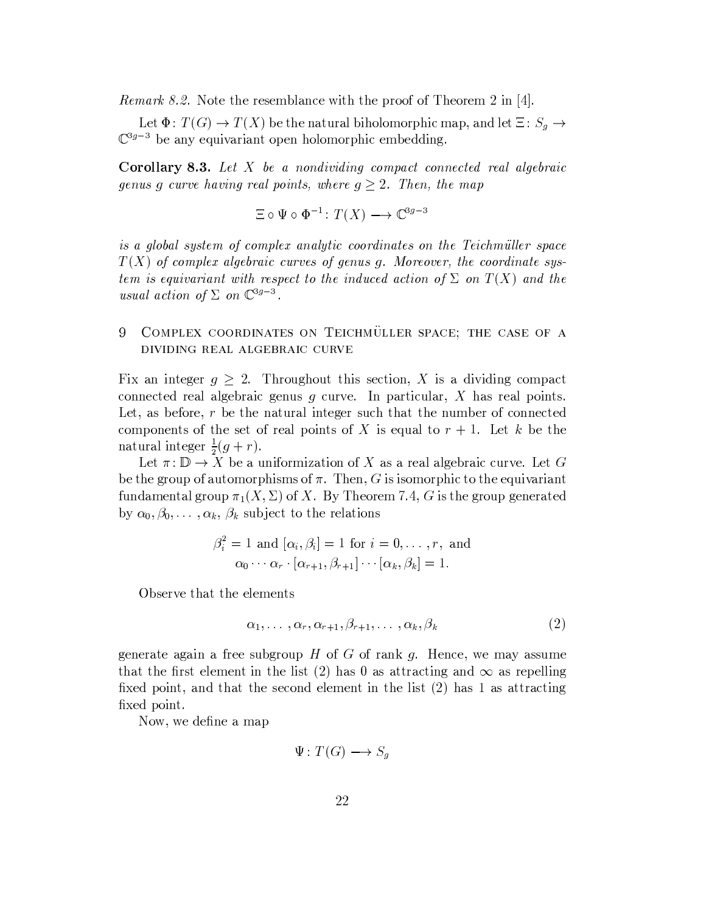*Remark 8.2.* Note the resemblance with the proof of Theorem 2 in [4].

Let $\Phi\colon T(G) \to T(X)$ be the natural biholomorphic map, and let $\Xi\colon S_g \to \mathbb{C}^{3g-3}$ be any equivariant open holomorphic embedding.

**Corollary 8.3.** *Let $X$ be a nondividing compact connected real algebraic genus $g$ curve having real points, where $g \geq 2$. Then, the map*

$$\Xi \circ \Psi \circ \Phi^{-1}\colon T(X) \longrightarrow \mathbb{C}^{3g-3}$$

*is a global system of complex analytic coordinates on the Teichmüller space $T(X)$ of complex algebraic curves of genus $g$. Moreover, the coordinate system is equivariant with respect to the induced action of $\Sigma$ on $T(X)$ and the usual action of $\Sigma$ on $\mathbb{C}^{3g-3}$.*

## 9 Complex coordinates on Teichmüller space; the case of a dividing real algebraic curve

Fix an integer $g \geq 2$. Throughout this section, $X$ is a dividing compact connected real algebraic genus $g$ curve. In particular, $X$ has real points. Let, as before, $r$ be the natural integer such that the number of connected components of the set of real points of $X$ is equal to $r+1$. Let $k$ be the natural integer $\frac{1}{2}(g+r)$.

Let $\pi\colon \mathbb{D} \to X$ be a uniformization of $X$ as a real algebraic curve. Let $G$ be the group of automorphisms of $\pi$. Then, $G$ is isomorphic to the equivariant fundamental group $\pi_1(X, \Sigma)$ of $X$. By Theorem 7.4, $G$ is the group generated by $\alpha_0, \beta_0, \ldots, \alpha_k, \beta_k$ subject to the relations

$$\begin{aligned} &\beta_i^2 = 1 \text{ and } [\alpha_i, \beta_i] = 1 \text{ for } i = 0, \ldots, r, \text{ and} \\ &\alpha_0 \cdots \alpha_r \cdot [\alpha_{r+1}, \beta_{r+1}] \cdots [\alpha_k, \beta_k] = 1. \end{aligned}$$

Observe that the elements

$$\alpha_1, \ldots, \alpha_r, \alpha_{r+1}, \beta_{r+1}, \ldots, \alpha_k, \beta_k \tag{2}$$

generate again a free subgroup $H$ of $G$ of rank $g$. Hence, we may assume that the first element in the list (2) has 0 as attracting and $\infty$ as repelling fixed point, and that the second element in the list (2) has 1 as attracting fixed point.

Now, we define a map

$$\Psi\colon T(G) \longrightarrow S_g$$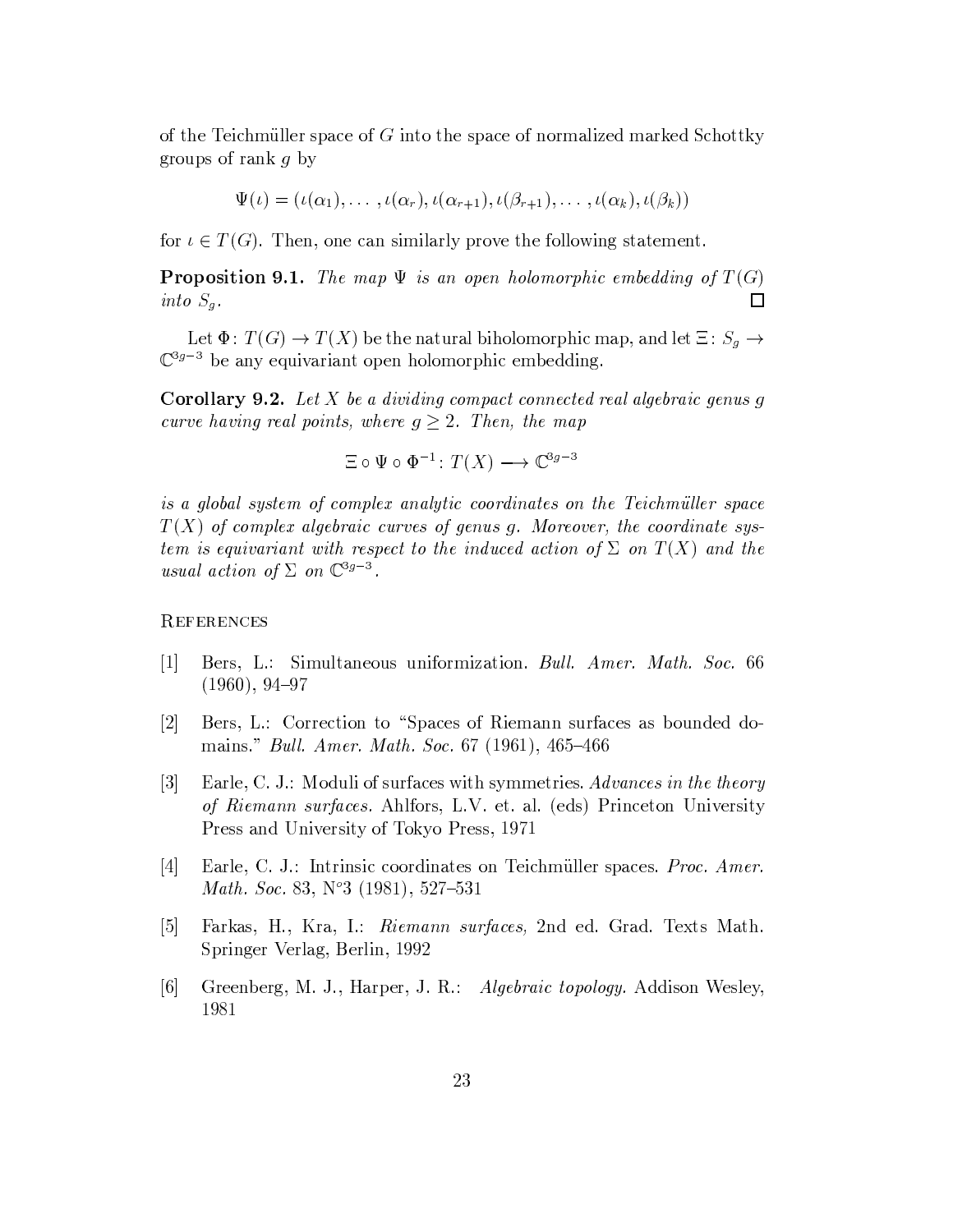of the Teichmüller space of $G$ into the space of normalized marked Schottky groups of rank $g$ by

$$\Psi(\iota) = (\iota(\alpha_1), \dots, \iota(\alpha_r), \iota(\alpha_{r+1}), \iota(\beta_{r+1}), \dots, \iota(\alpha_k), \iota(\beta_k))$$

for $\iota \in T(G)$. Then, one can similarly prove the following statement.

**Proposition 9.1.** *The map $\Psi$ is an open holomorphic embedding of $T(G)$ into $S_g$.* □

Let $\Phi\colon T(G) \to T(X)$ be the natural biholomorphic map, and let $\Xi\colon S_g \to \mathbb{C}^{3g-3}$ be any equivariant open holomorphic embedding.

**Corollary 9.2.** *Let $X$ be a dividing compact connected real algebraic genus $g$ curve having real points, where $g \geq 2$. Then, the map*

$$\Xi \circ \Psi \circ \Phi^{-1}\colon T(X) \longrightarrow \mathbb{C}^{3g-3}$$

*is a global system of complex analytic coordinates on the Teichmüller space $T(X)$ of complex algebraic curves of genus $g$. Moreover, the coordinate system is equivariant with respect to the induced action of $\Sigma$ on $T(X)$ and the usual action of $\Sigma$ on $\mathbb{C}^{3g-3}$.*

## References

[1] Bers, L.: Simultaneous uniformization. *Bull. Amer. Math. Soc.* 66 (1960), 94–97

[2] Bers, L.: Correction to "Spaces of Riemann surfaces as bounded domains." *Bull. Amer. Math. Soc.* 67 (1961), 465–466

[3] Earle, C. J.: Moduli of surfaces with symmetries. *Advances in the theory of Riemann surfaces.* Ahlfors, L.V. et. al. (eds) Princeton University Press and University of Tokyo Press, 1971

[4] Earle, C. J.: Intrinsic coordinates on Teichmüller spaces. *Proc. Amer. Math. Soc.* 83, N°3 (1981), 527–531

[5] Farkas, H., Kra, I.: *Riemann surfaces,* 2nd ed. Grad. Texts Math. Springer Verlag, Berlin, 1992

[6] Greenberg, M. J., Harper, J. R.: *Algebraic topology.* Addison Wesley, 1981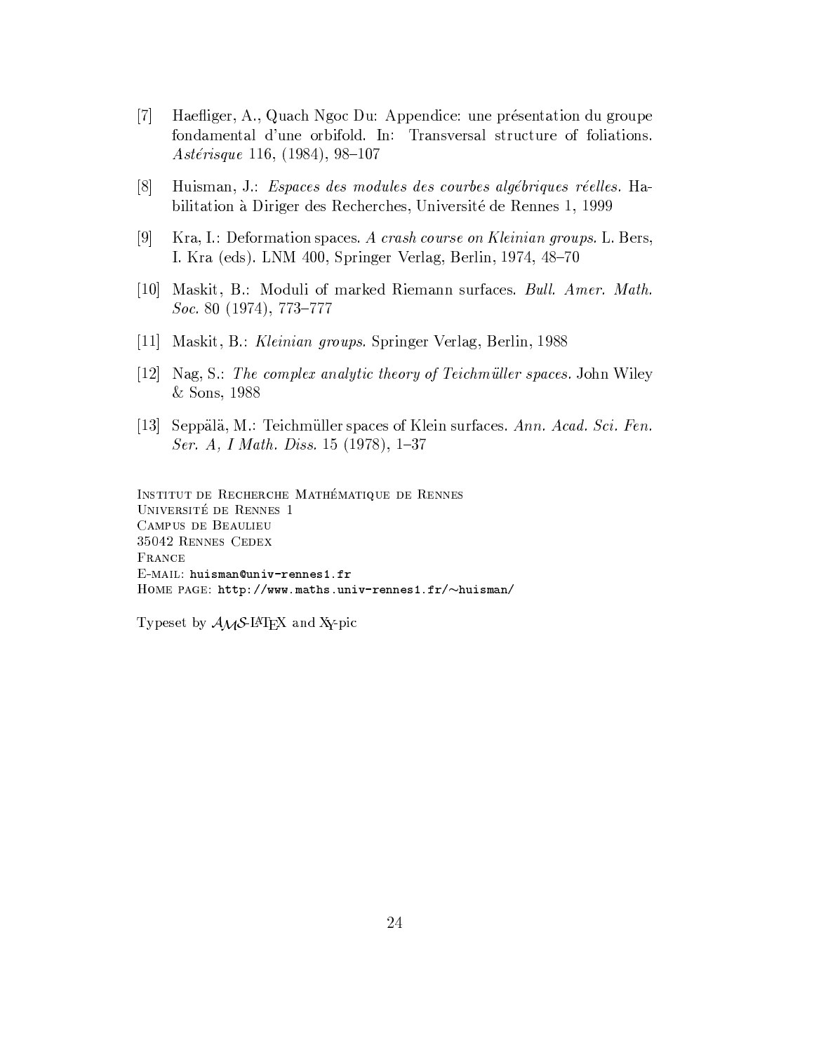[7] Haefliger, A., Quach Ngoc Du: Appendice: une présentation du groupe fondamental d'une orbifold. In: Transversal structure of foliations. *Astérisque* 116, (1984), 98–107

[8] Huisman, J.: *Espaces des modules des courbes algébriques réelles.* Habilitation à Diriger des Recherches, Université de Rennes 1, 1999

[9] Kra, I.: Deformation spaces. *A crash course on Kleinian groups.* L. Bers, I. Kra (eds). LNM 400, Springer Verlag, Berlin, 1974, 48–70

[10] Maskit, B.: Moduli of marked Riemann surfaces. *Bull. Amer. Math. Soc.* 80 (1974), 773–777

[11] Maskit, B.: *Kleinian groups.* Springer Verlag, Berlin, 1988

[12] Nag, S.: *The complex analytic theory of Teichmüller spaces.* John Wiley & Sons, 1988

[13] Seppälä, M.: Teichmüller spaces of Klein surfaces. *Ann. Acad. Sci. Fen. Ser. A, I Math. Diss.* 15 (1978), 1–37

Institut de Recherche Mathématique de Rennes
Université de Rennes 1
Campus de Beaulieu
35042 Rennes Cedex
France
E-mail: huisman@univ-rennes1.fr
Home page: http://www.maths.univ-rennes1.fr/~huisman/

Typeset by $\mathcal{A}\mathcal{M}\mathcal{S}$-LaTeX and XY-pic